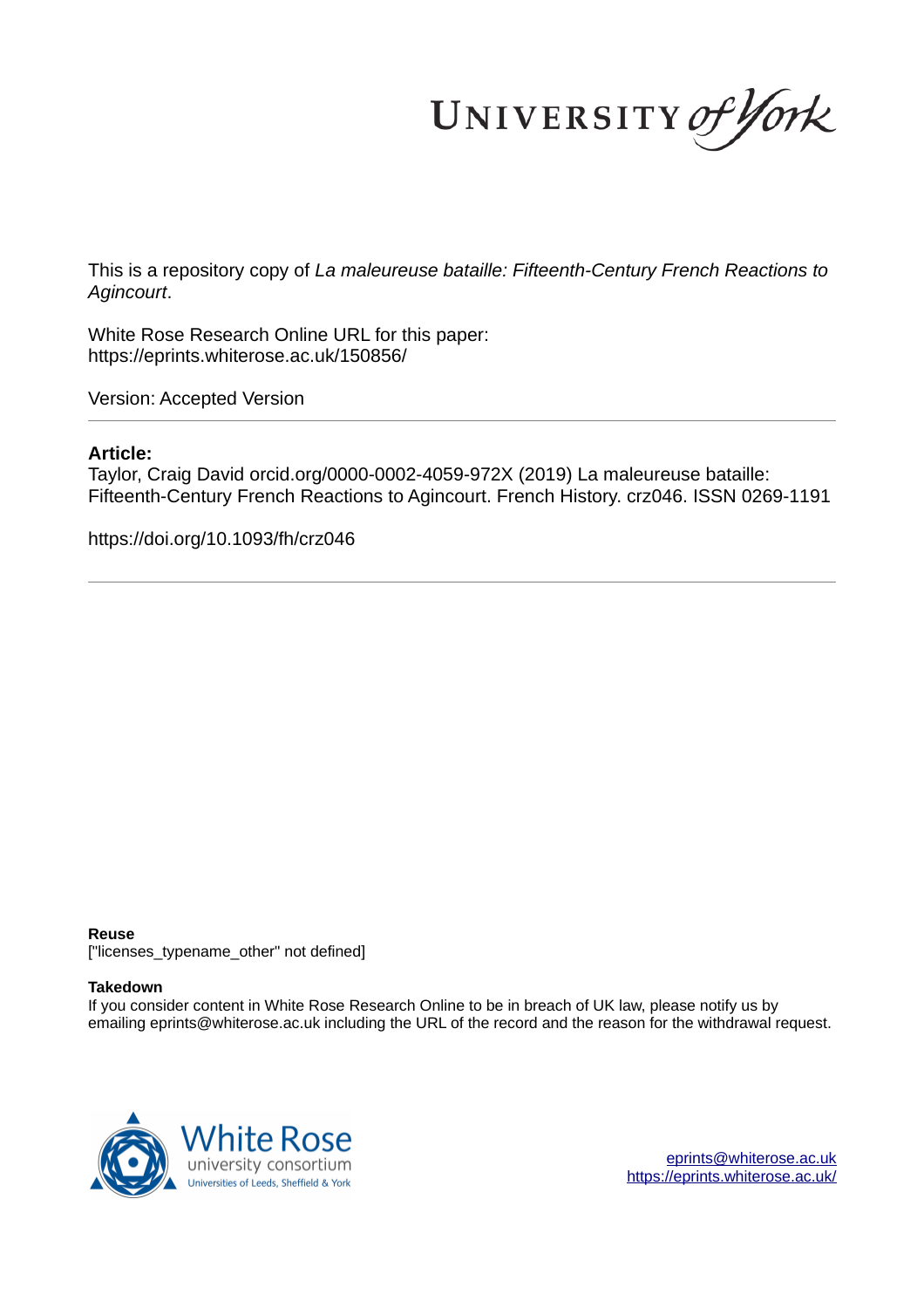This is a repository copy of *La maleureuse bataille: Fifteenth-Century French Reactions to Agincourt*.

White Rose Research Online URL for this paper:
https://eprints.whiterose.ac.uk/150856/

Version: Accepted Version

**Article:**

Taylor, Craig David orcid.org/0000-0002-4059-972X (2019) La maleureuse bataille: Fifteenth-Century French Reactions to Agincourt. French History. crz046. ISSN 0269-1191

https://doi.org/10.1093/fh/crz046

**Reuse**

["licenses_typename_other" not defined]

**Takedown**

If you consider content in White Rose Research Online to be in breach of UK law, please notify us by emailing eprints@whiterose.ac.uk including the URL of the record and the reason for the withdrawal request.

eprints@whiterose.ac.uk
https://eprints.whiterose.ac.uk/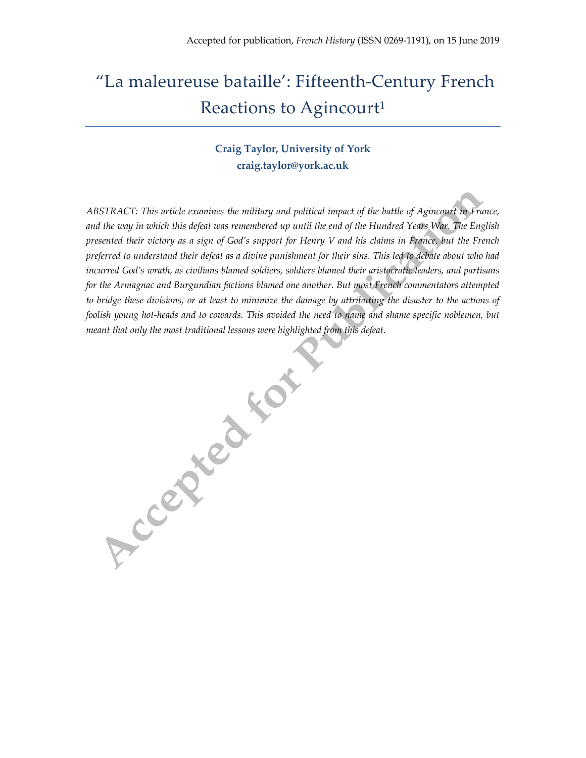# "La maleureuse bataille': Fifteenth-Century French Reactions to Agincourt[1]

**Craig Taylor, University of York**
**craig.taylor@york.ac.uk**

*ABSTRACT: This article examines the military and political impact of the battle of Agincourt in France, and the way in which this defeat was remembered up until the end of the Hundred Years War. The English presented their victory as a sign of God's support for Henry V and his claims in France, but the French preferred to understand their defeat as a divine punishment for their sins. This led to debate about who had incurred God's wrath, as civilians blamed soldiers, soldiers blamed their aristocratic leaders, and partisans for the Armagnac and Burgundian factions blamed one another. But most French commentators attempted to bridge these divisions, or at least to minimize the damage by attributing the disaster to the actions of foolish young hot-heads and to cowards. This avoided the need to name and shame specific noblemen, but meant that only the most traditional lessons were highlighted from this defeat.*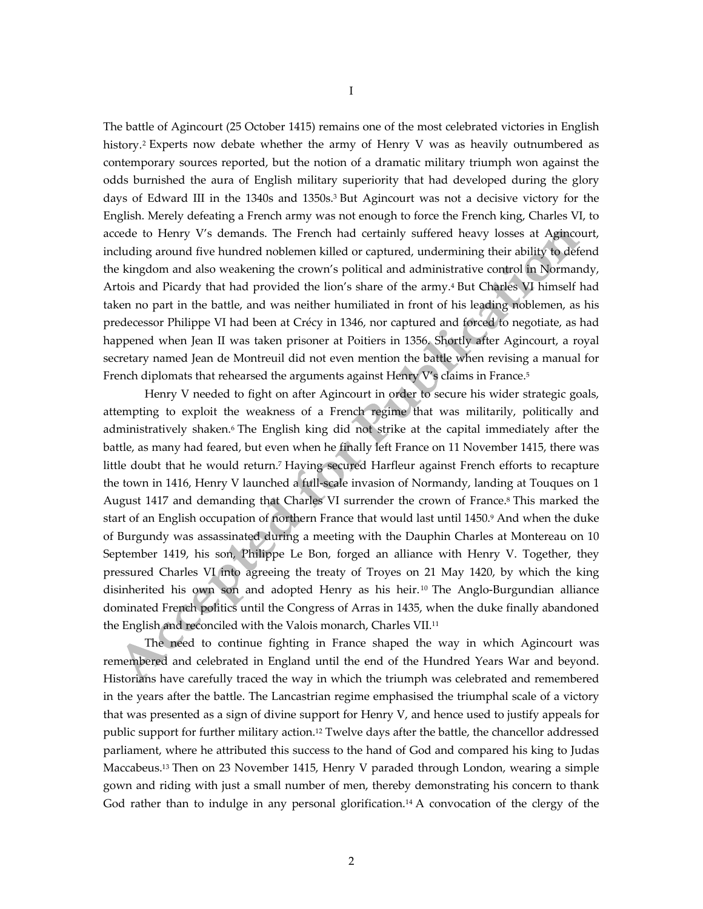# I

The battle of Agincourt (25 October 1415) remains one of the most celebrated victories in English history.[2] Experts now debate whether the army of Henry V was as heavily outnumbered as contemporary sources reported, but the notion of a dramatic military triumph won against the odds burnished the aura of English military superiority that had developed during the glory days of Edward III in the 1340s and 1350s.[3] But Agincourt was not a decisive victory for the English. Merely defeating a French army was not enough to force the French king, Charles VI, to accede to Henry V's demands. The French had certainly suffered heavy losses at Agincourt, including around five hundred noblemen killed or captured, undermining their ability to defend the kingdom and also weakening the crown's political and administrative control in Normandy, Artois and Picardy that had provided the lion's share of the army.[4] But Charles VI himself had taken no part in the battle, and was neither humiliated in front of his leading noblemen, as his predecessor Philippe VI had been at Crécy in 1346, nor captured and forced to negotiate, as had happened when Jean II was taken prisoner at Poitiers in 1356. Shortly after Agincourt, a royal secretary named Jean de Montreuil did not even mention the battle when revising a manual for French diplomats that rehearsed the arguments against Henry V's claims in France.[5]

Henry V needed to fight on after Agincourt in order to secure his wider strategic goals, attempting to exploit the weakness of a French regime that was militarily, politically and administratively shaken.[6] The English king did not strike at the capital immediately after the battle, as many had feared, but even when he finally left France on 11 November 1415, there was little doubt that he would return.[7] Having secured Harfleur against French efforts to recapture the town in 1416, Henry V launched a full-scale invasion of Normandy, landing at Touques on 1 August 1417 and demanding that Charles VI surrender the crown of France.[8] This marked the start of an English occupation of northern France that would last until 1450.[9] And when the duke of Burgundy was assassinated during a meeting with the Dauphin Charles at Montereau on 10 September 1419, his son, Philippe Le Bon, forged an alliance with Henry V. Together, they pressured Charles VI into agreeing the treaty of Troyes on 21 May 1420, by which the king disinherited his own son and adopted Henry as his heir.[10] The Anglo-Burgundian alliance dominated French politics until the Congress of Arras in 1435, when the duke finally abandoned the English and reconciled with the Valois monarch, Charles VII.[11]

The need to continue fighting in France shaped the way in which Agincourt was remembered and celebrated in England until the end of the Hundred Years War and beyond. Historians have carefully traced the way in which the triumph was celebrated and remembered in the years after the battle. The Lancastrian regime emphasised the triumphal scale of a victory that was presented as a sign of divine support for Henry V, and hence used to justify appeals for public support for further military action.[12] Twelve days after the battle, the chancellor addressed parliament, where he attributed this success to the hand of God and compared his king to Judas Maccabeus.[13] Then on 23 November 1415, Henry V paraded through London, wearing a simple gown and riding with just a small number of men, thereby demonstrating his concern to thank God rather than to indulge in any personal glorification.[14] A convocation of the clergy of the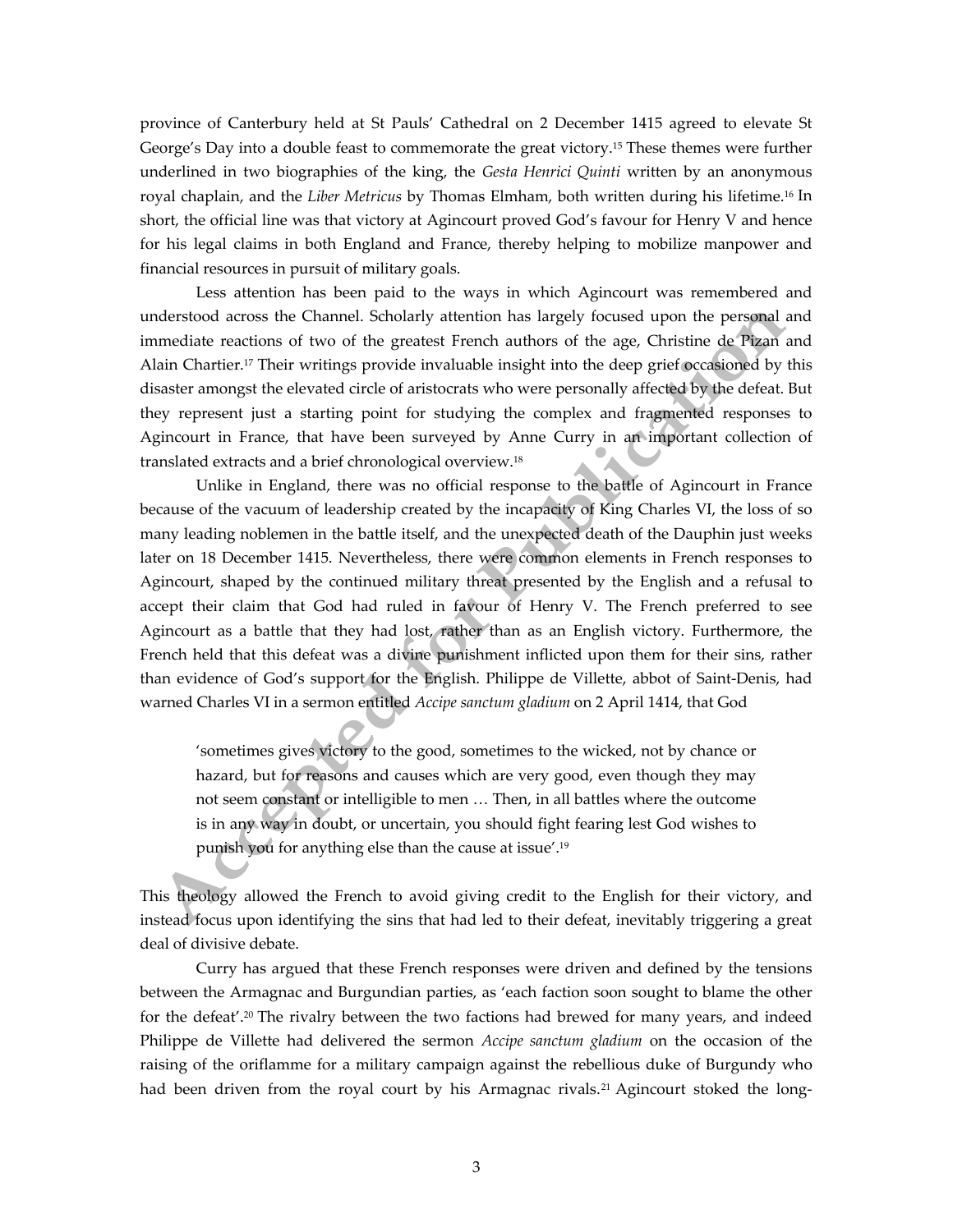province of Canterbury held at St Pauls' Cathedral on 2 December 1415 agreed to elevate St George's Day into a double feast to commemorate the great victory.[15] These themes were further underlined in two biographies of the king, the *Gesta Henrici Quinti* written by an anonymous royal chaplain, and the *Liber Metricus* by Thomas Elmham, both written during his lifetime.[16] In short, the official line was that victory at Agincourt proved God's favour for Henry V and hence for his legal claims in both England and France, thereby helping to mobilize manpower and financial resources in pursuit of military goals.

Less attention has been paid to the ways in which Agincourt was remembered and understood across the Channel. Scholarly attention has largely focused upon the personal and immediate reactions of two of the greatest French authors of the age, Christine de Pizan and Alain Chartier.[17] Their writings provide invaluable insight into the deep grief occasioned by this disaster amongst the elevated circle of aristocrats who were personally affected by the defeat. But they represent just a starting point for studying the complex and fragmented responses to Agincourt in France, that have been surveyed by Anne Curry in an important collection of translated extracts and a brief chronological overview.[18]

Unlike in England, there was no official response to the battle of Agincourt in France because of the vacuum of leadership created by the incapacity of King Charles VI, the loss of so many leading noblemen in the battle itself, and the unexpected death of the Dauphin just weeks later on 18 December 1415. Nevertheless, there were common elements in French responses to Agincourt, shaped by the continued military threat presented by the English and a refusal to accept their claim that God had ruled in favour of Henry V. The French preferred to see Agincourt as a battle that they had lost, rather than as an English victory. Furthermore, the French held that this defeat was a divine punishment inflicted upon them for their sins, rather than evidence of God's support for the English. Philippe de Villette, abbot of Saint-Denis, had warned Charles VI in a sermon entitled *Accipe sanctum gladium* on 2 April 1414, that God

> 'sometimes gives victory to the good, sometimes to the wicked, not by chance or hazard, but for reasons and causes which are very good, even though they may not seem constant or intelligible to men … Then, in all battles where the outcome is in any way in doubt, or uncertain, you should fight fearing lest God wishes to punish you for anything else than the cause at issue'.[19]

This theology allowed the French to avoid giving credit to the English for their victory, and instead focus upon identifying the sins that had led to their defeat, inevitably triggering a great deal of divisive debate.

Curry has argued that these French responses were driven and defined by the tensions between the Armagnac and Burgundian parties, as 'each faction soon sought to blame the other for the defeat'.[20] The rivalry between the two factions had brewed for many years, and indeed Philippe de Villette had delivered the sermon *Accipe sanctum gladium* on the occasion of the raising of the oriflamme for a military campaign against the rebellious duke of Burgundy who had been driven from the royal court by his Armagnac rivals.[21] Agincourt stoked the long-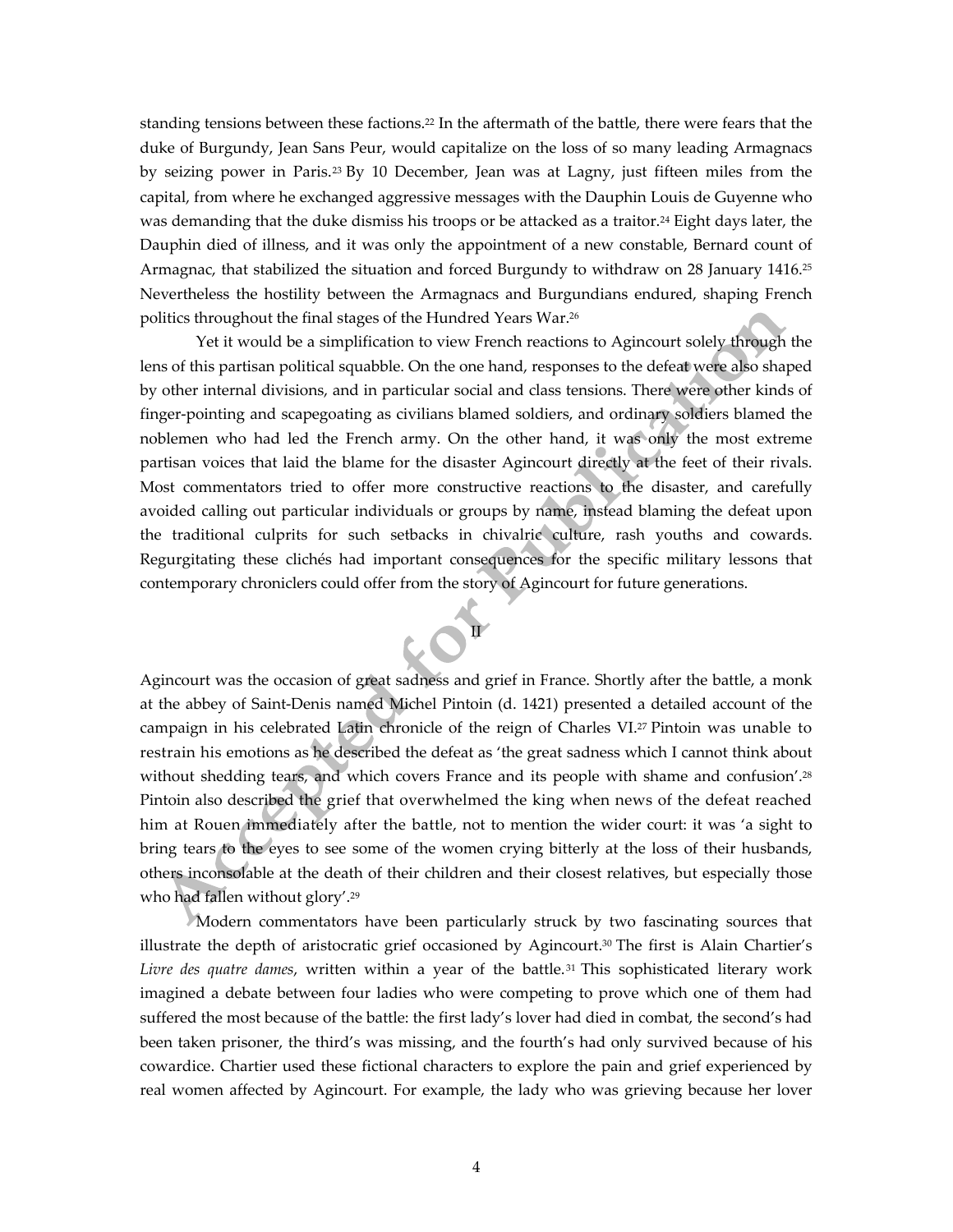standing tensions between these factions.[22] In the aftermath of the battle, there were fears that the duke of Burgundy, Jean Sans Peur, would capitalize on the loss of so many leading Armagnacs by seizing power in Paris.[23] By 10 December, Jean was at Lagny, just fifteen miles from the capital, from where he exchanged aggressive messages with the Dauphin Louis de Guyenne who was demanding that the duke dismiss his troops or be attacked as a traitor.[24] Eight days later, the Dauphin died of illness, and it was only the appointment of a new constable, Bernard count of Armagnac, that stabilized the situation and forced Burgundy to withdraw on 28 January 1416.[25] Nevertheless the hostility between the Armagnacs and Burgundians endured, shaping French politics throughout the final stages of the Hundred Years War.[26]

Yet it would be a simplification to view French reactions to Agincourt solely through the lens of this partisan political squabble. On the one hand, responses to the defeat were also shaped by other internal divisions, and in particular social and class tensions. There were other kinds of finger-pointing and scapegoating as civilians blamed soldiers, and ordinary soldiers blamed the noblemen who had led the French army. On the other hand, it was only the most extreme partisan voices that laid the blame for the disaster Agincourt directly at the feet of their rivals. Most commentators tried to offer more constructive reactions to the disaster, and carefully avoided calling out particular individuals or groups by name, instead blaming the defeat upon the traditional culprits for such setbacks in chivalric culture, rash youths and cowards. Regurgitating these clichés had important consequences for the specific military lessons that contemporary chroniclers could offer from the story of Agincourt for future generations.

## II

Agincourt was the occasion of great sadness and grief in France. Shortly after the battle, a monk at the abbey of Saint-Denis named Michel Pintoin (d. 1421) presented a detailed account of the campaign in his celebrated Latin chronicle of the reign of Charles VI.[27] Pintoin was unable to restrain his emotions as he described the defeat as 'the great sadness which I cannot think about without shedding tears, and which covers France and its people with shame and confusion'.[28] Pintoin also described the grief that overwhelmed the king when news of the defeat reached him at Rouen immediately after the battle, not to mention the wider court: it was 'a sight to bring tears to the eyes to see some of the women crying bitterly at the loss of their husbands, others inconsolable at the death of their children and their closest relatives, but especially those who had fallen without glory'.[29]

Modern commentators have been particularly struck by two fascinating sources that illustrate the depth of aristocratic grief occasioned by Agincourt.[30] The first is Alain Chartier's *Livre des quatre dames*, written within a year of the battle.[31] This sophisticated literary work imagined a debate between four ladies who were competing to prove which one of them had suffered the most because of the battle: the first lady's lover had died in combat, the second's had been taken prisoner, the third's was missing, and the fourth's had only survived because of his cowardice. Chartier used these fictional characters to explore the pain and grief experienced by real women affected by Agincourt. For example, the lady who was grieving because her lover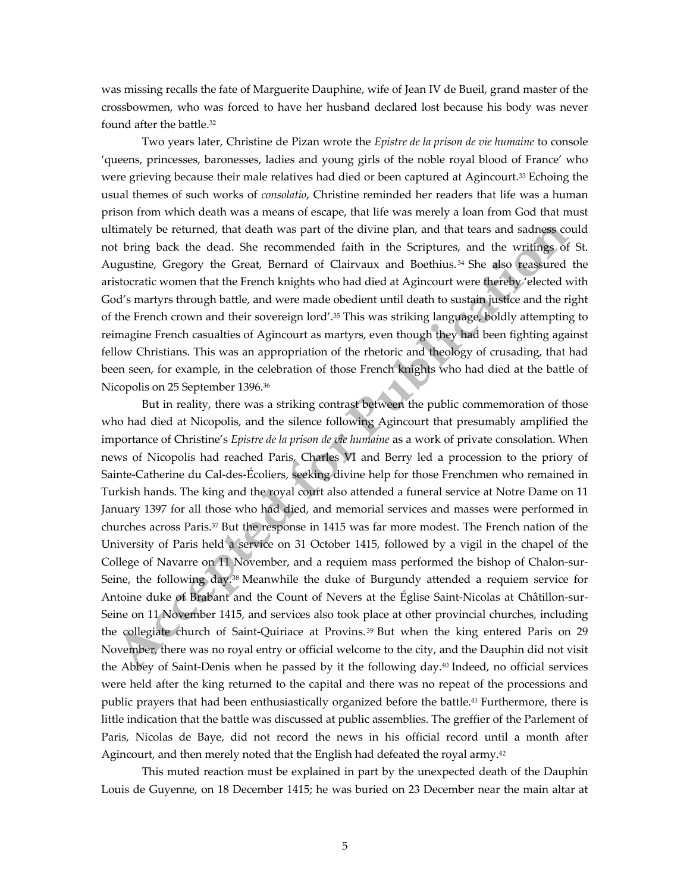was missing recalls the fate of Marguerite Dauphine, wife of Jean IV de Bueil, grand master of the crossbowmen, who was forced to have her husband declared lost because his body was never found after the battle.[32]

Two years later, Christine de Pizan wrote the *Epistre de la prison de vie humaine* to console 'queens, princesses, baronesses, ladies and young girls of the noble royal blood of France' who were grieving because their male relatives had died or been captured at Agincourt.[33] Echoing the usual themes of such works of *consolatio*, Christine reminded her readers that life was a human prison from which death was a means of escape, that life was merely a loan from God that must ultimately be returned, that death was part of the divine plan, and that tears and sadness could not bring back the dead. She recommended faith in the Scriptures, and the writings of St. Augustine, Gregory the Great, Bernard of Clairvaux and Boethius.[34] She also reassured the aristocratic women that the French knights who had died at Agincourt were thereby 'elected with God's martyrs through battle, and were made obedient until death to sustain justice and the right of the French crown and their sovereign lord'.[35] This was striking language, boldly attempting to reimagine French casualties of Agincourt as martyrs, even though they had been fighting against fellow Christians. This was an appropriation of the rhetoric and theology of crusading, that had been seen, for example, in the celebration of those French knights who had died at the battle of Nicopolis on 25 September 1396.[36]

But in reality, there was a striking contrast between the public commemoration of those who had died at Nicopolis, and the silence following Agincourt that presumably amplified the importance of Christine's *Epistre de la prison de vie humaine* as a work of private consolation. When news of Nicopolis had reached Paris, Charles VI and Berry led a procession to the priory of Sainte-Catherine du Cal-des-Écoliers, seeking divine help for those Frenchmen who remained in Turkish hands. The king and the royal court also attended a funeral service at Notre Dame on 11 January 1397 for all those who had died, and memorial services and masses were performed in churches across Paris.[37] But the response in 1415 was far more modest. The French nation of the University of Paris held a service on 31 October 1415, followed by a vigil in the chapel of the College of Navarre on 11 November, and a requiem mass performed the bishop of Chalon-sur-Seine, the following day.[38] Meanwhile the duke of Burgundy attended a requiem service for Antoine duke of Brabant and the Count of Nevers at the Église Saint-Nicolas at Châtillon-sur-Seine on 11 November 1415, and services also took place at other provincial churches, including the collegiate church of Saint-Quiriace at Provins.[39] But when the king entered Paris on 29 November, there was no royal entry or official welcome to the city, and the Dauphin did not visit the Abbey of Saint-Denis when he passed by it the following day.[40] Indeed, no official services were held after the king returned to the capital and there was no repeat of the processions and public prayers that had been enthusiastically organized before the battle.[41] Furthermore, there is little indication that the battle was discussed at public assemblies. The greffier of the Parlement of Paris, Nicolas de Baye, did not record the news in his official record until a month after Agincourt, and then merely noted that the English had defeated the royal army.[42]

This muted reaction must be explained in part by the unexpected death of the Dauphin Louis de Guyenne, on 18 December 1415; he was buried on 23 December near the main altar at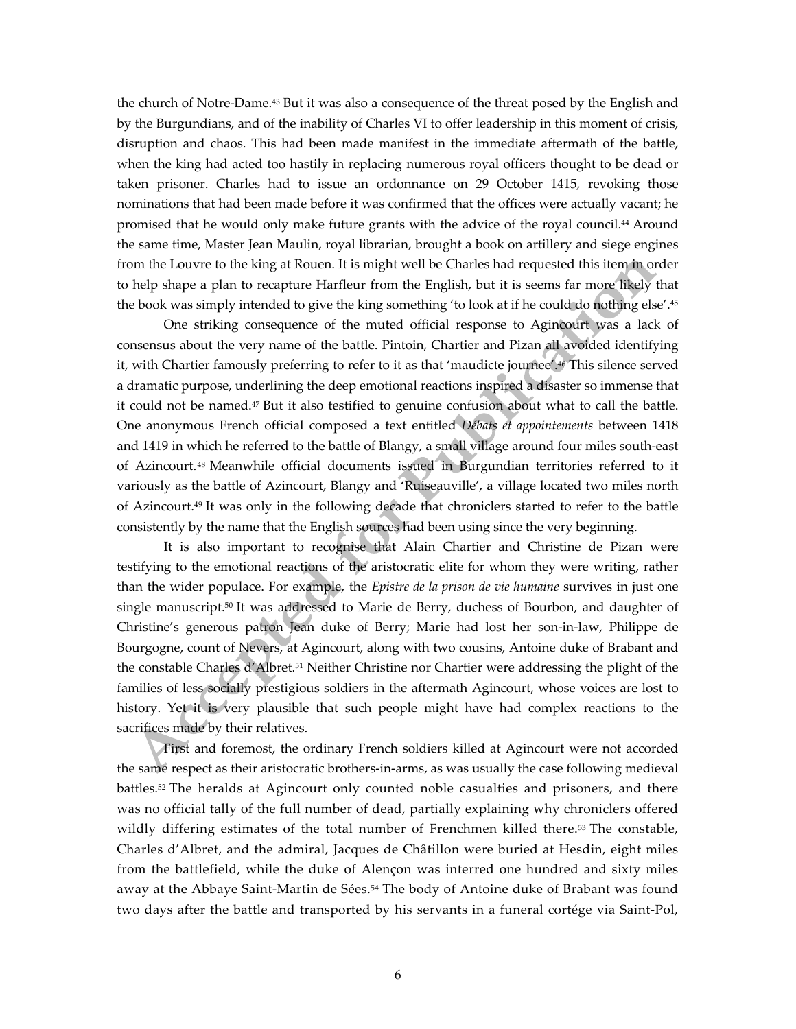the church of Notre-Dame.[43] But it was also a consequence of the threat posed by the English and by the Burgundians, and of the inability of Charles VI to offer leadership in this moment of crisis, disruption and chaos. This had been made manifest in the immediate aftermath of the battle, when the king had acted too hastily in replacing numerous royal officers thought to be dead or taken prisoner. Charles had to issue an ordonnance on 29 October 1415, revoking those nominations that had been made before it was confirmed that the offices were actually vacant; he promised that he would only make future grants with the advice of the royal council.[44] Around the same time, Master Jean Maulin, royal librarian, brought a book on artillery and siege engines from the Louvre to the king at Rouen. It is might well be Charles had requested this item in order to help shape a plan to recapture Harfleur from the English, but it is seems far more likely that the book was simply intended to give the king something 'to look at if he could do nothing else'.[45]

One striking consequence of the muted official response to Agincourt was a lack of consensus about the very name of the battle. Pintoin, Chartier and Pizan all avoided identifying it, with Chartier famously preferring to refer to it as that 'maudicte journee'.[46] This silence served a dramatic purpose, underlining the deep emotional reactions inspired a disaster so immense that it could not be named.[47] But it also testified to genuine confusion about what to call the battle. One anonymous French official composed a text entitled *Débats et appointements* between 1418 and 1419 in which he referred to the battle of Blangy, a small village around four miles south-east of Azincourt.[48] Meanwhile official documents issued in Burgundian territories referred to it variously as the battle of Azincourt, Blangy and 'Ruiseauville', a village located two miles north of Azincourt.[49] It was only in the following decade that chroniclers started to refer to the battle consistently by the name that the English sources had been using since the very beginning.

It is also important to recognise that Alain Chartier and Christine de Pizan were testifying to the emotional reactions of the aristocratic elite for whom they were writing, rather than the wider populace. For example, the *Epistre de la prison de vie humaine* survives in just one single manuscript.[50] It was addressed to Marie de Berry, duchess of Bourbon, and daughter of Christine's generous patron Jean duke of Berry; Marie had lost her son-in-law, Philippe de Bourgogne, count of Nevers, at Agincourt, along with two cousins, Antoine duke of Brabant and the constable Charles d'Albret.[51] Neither Christine nor Chartier were addressing the plight of the families of less socially prestigious soldiers in the aftermath Agincourt, whose voices are lost to history. Yet it is very plausible that such people might have had complex reactions to the sacrifices made by their relatives.

First and foremost, the ordinary French soldiers killed at Agincourt were not accorded the same respect as their aristocratic brothers-in-arms, as was usually the case following medieval battles.[52] The heralds at Agincourt only counted noble casualties and prisoners, and there was no official tally of the full number of dead, partially explaining why chroniclers offered wildly differing estimates of the total number of Frenchmen killed there.[53] The constable, Charles d'Albret, and the admiral, Jacques de Châtillon were buried at Hesdin, eight miles from the battlefield, while the duke of Alençon was interred one hundred and sixty miles away at the Abbaye Saint-Martin de Sées.[54] The body of Antoine duke of Brabant was found two days after the battle and transported by his servants in a funeral cortége via Saint-Pol,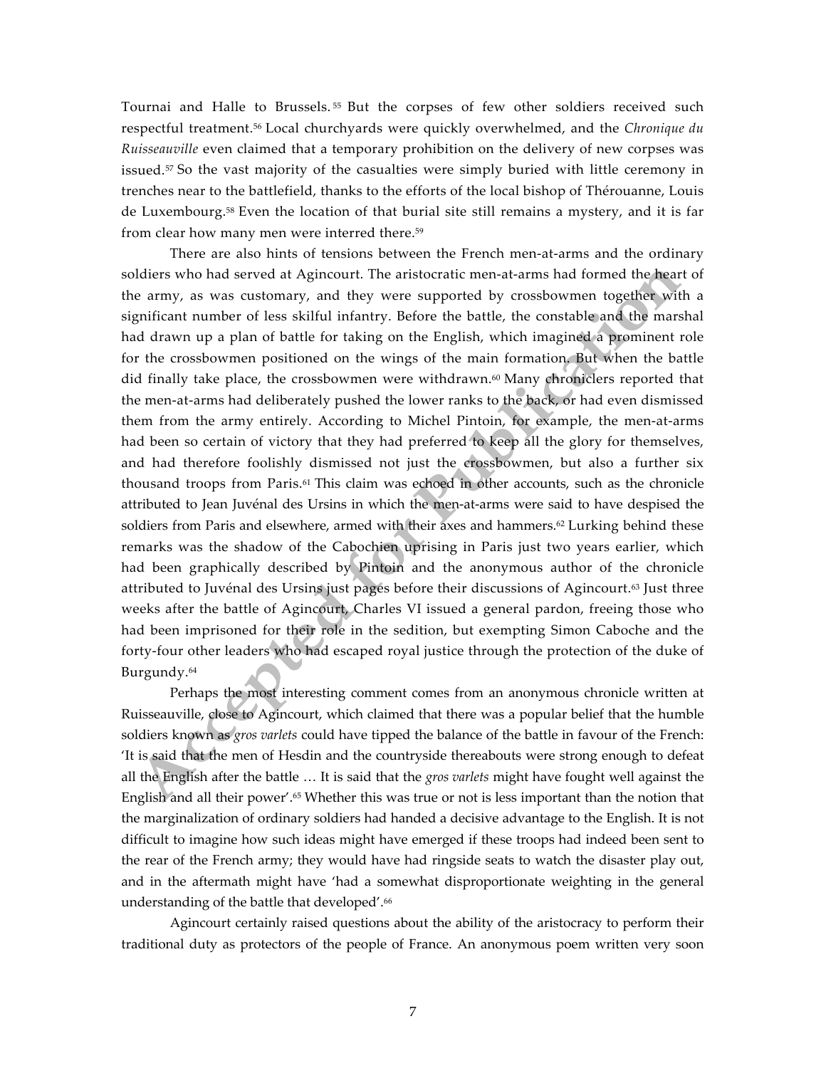Tournai and Halle to Brussels.[55] But the corpses of few other soldiers received such respectful treatment.[56] Local churchyards were quickly overwhelmed, and the *Chronique du Ruisseauville* even claimed that a temporary prohibition on the delivery of new corpses was issued.[57] So the vast majority of the casualties were simply buried with little ceremony in trenches near to the battlefield, thanks to the efforts of the local bishop of Thérouanne, Louis de Luxembourg.[58] Even the location of that burial site still remains a mystery, and it is far from clear how many men were interred there.[59]

There are also hints of tensions between the French men-at-arms and the ordinary soldiers who had served at Agincourt. The aristocratic men-at-arms had formed the heart of the army, as was customary, and they were supported by crossbowmen together with a significant number of less skilful infantry. Before the battle, the constable and the marshal had drawn up a plan of battle for taking on the English, which imagined a prominent role for the crossbowmen positioned on the wings of the main formation. But when the battle did finally take place, the crossbowmen were withdrawn.[60] Many chroniclers reported that the men-at-arms had deliberately pushed the lower ranks to the back, or had even dismissed them from the army entirely. According to Michel Pintoin, for example, the men-at-arms had been so certain of victory that they had preferred to keep all the glory for themselves, and had therefore foolishly dismissed not just the crossbowmen, but also a further six thousand troops from Paris.[61] This claim was echoed in other accounts, such as the chronicle attributed to Jean Juvénal des Ursins in which the men-at-arms were said to have despised the soldiers from Paris and elsewhere, armed with their axes and hammers.[62] Lurking behind these remarks was the shadow of the Cabochien uprising in Paris just two years earlier, which had been graphically described by Pintoin and the anonymous author of the chronicle attributed to Juvénal des Ursins just pages before their discussions of Agincourt.[63] Just three weeks after the battle of Agincourt, Charles VI issued a general pardon, freeing those who had been imprisoned for their role in the sedition, but exempting Simon Caboche and the forty-four other leaders who had escaped royal justice through the protection of the duke of Burgundy.[64]

Perhaps the most interesting comment comes from an anonymous chronicle written at Ruisseauville, close to Agincourt, which claimed that there was a popular belief that the humble soldiers known as *gros varlets* could have tipped the balance of the battle in favour of the French: 'It is said that the men of Hesdin and the countryside thereabouts were strong enough to defeat all the English after the battle … It is said that the *gros varlets* might have fought well against the English and all their power'.[65] Whether this was true or not is less important than the notion that the marginalization of ordinary soldiers had handed a decisive advantage to the English. It is not difficult to imagine how such ideas might have emerged if these troops had indeed been sent to the rear of the French army; they would have had ringside seats to watch the disaster play out, and in the aftermath might have 'had a somewhat disproportionate weighting in the general understanding of the battle that developed'.[66]

Agincourt certainly raised questions about the ability of the aristocracy to perform their traditional duty as protectors of the people of France. An anonymous poem written very soon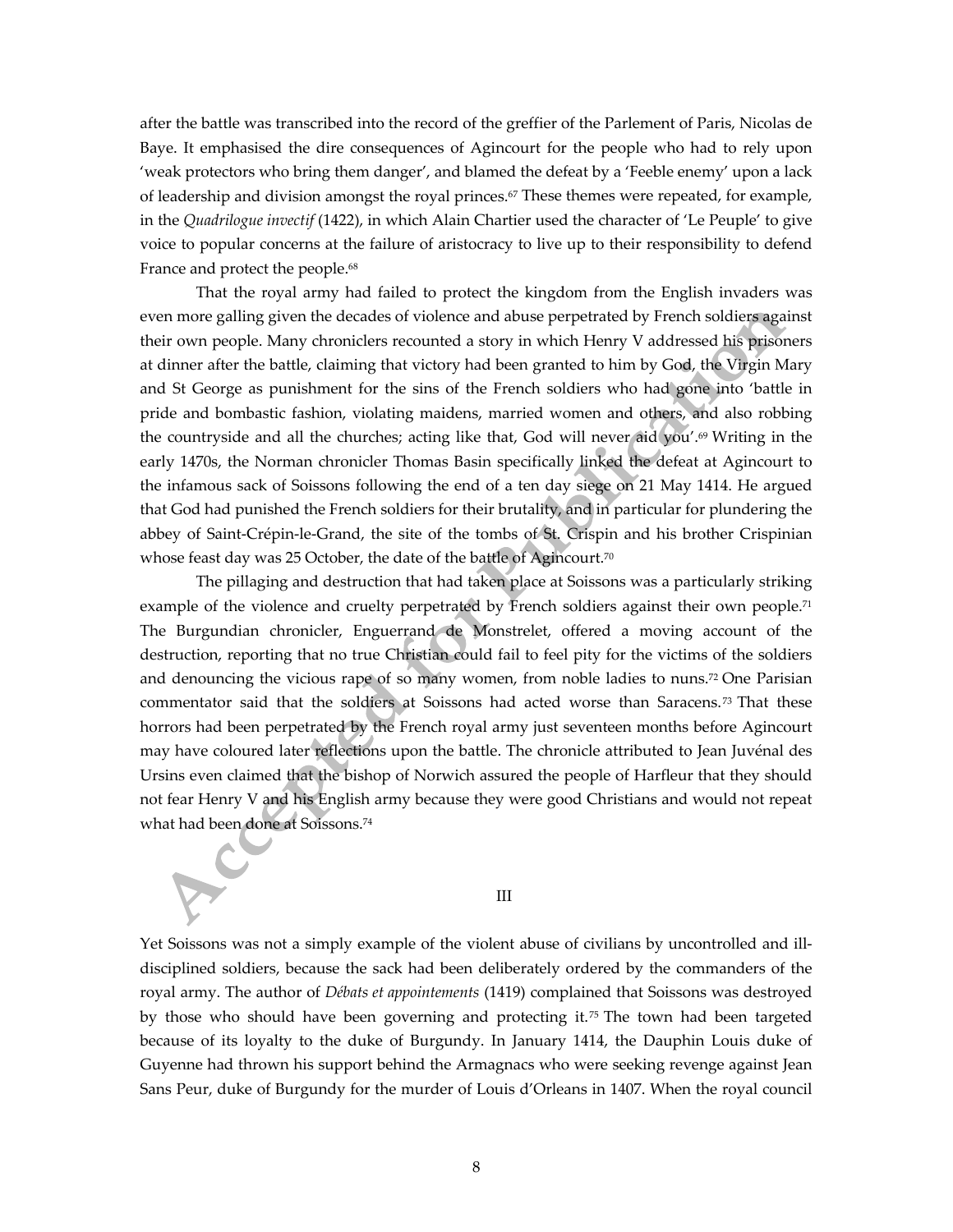after the battle was transcribed into the record of the greffier of the Parlement of Paris, Nicolas de Baye. It emphasised the dire consequences of Agincourt for the people who had to rely upon 'weak protectors who bring them danger', and blamed the defeat by a 'Feeble enemy' upon a lack of leadership and division amongst the royal princes.[67] These themes were repeated, for example, in the *Quadrilogue invectif* (1422), in which Alain Chartier used the character of 'Le Peuple' to give voice to popular concerns at the failure of aristocracy to live up to their responsibility to defend France and protect the people.[68]

That the royal army had failed to protect the kingdom from the English invaders was even more galling given the decades of violence and abuse perpetrated by French soldiers against their own people. Many chroniclers recounted a story in which Henry V addressed his prisoners at dinner after the battle, claiming that victory had been granted to him by God, the Virgin Mary and St George as punishment for the sins of the French soldiers who had gone into 'battle in pride and bombastic fashion, violating maidens, married women and others, and also robbing the countryside and all the churches; acting like that, God will never aid you'.[69] Writing in the early 1470s, the Norman chronicler Thomas Basin specifically linked the defeat at Agincourt to the infamous sack of Soissons following the end of a ten day siege on 21 May 1414. He argued that God had punished the French soldiers for their brutality, and in particular for plundering the abbey of Saint-Crépin-le-Grand, the site of the tombs of St. Crispin and his brother Crispinian whose feast day was 25 October, the date of the battle of Agincourt.[70]

The pillaging and destruction that had taken place at Soissons was a particularly striking example of the violence and cruelty perpetrated by French soldiers against their own people.[71] The Burgundian chronicler, Enguerrand de Monstrelet, offered a moving account of the destruction, reporting that no true Christian could fail to feel pity for the victims of the soldiers and denouncing the vicious rape of so many women, from noble ladies to nuns.[72] One Parisian commentator said that the soldiers at Soissons had acted worse than Saracens.[73] That these horrors had been perpetrated by the French royal army just seventeen months before Agincourt may have coloured later reflections upon the battle. The chronicle attributed to Jean Juvénal des Ursins even claimed that the bishop of Norwich assured the people of Harfleur that they should not fear Henry V and his English army because they were good Christians and would not repeat what had been done at Soissons.[74]

## III

Yet Soissons was not a simply example of the violent abuse of civilians by uncontrolled and ill-disciplined soldiers, because the sack had been deliberately ordered by the commanders of the royal army. The author of *Débats et appointements* (1419) complained that Soissons was destroyed by those who should have been governing and protecting it.[75] The town had been targeted because of its loyalty to the duke of Burgundy. In January 1414, the Dauphin Louis duke of Guyenne had thrown his support behind the Armagnacs who were seeking revenge against Jean Sans Peur, duke of Burgundy for the murder of Louis d'Orleans in 1407. When the royal council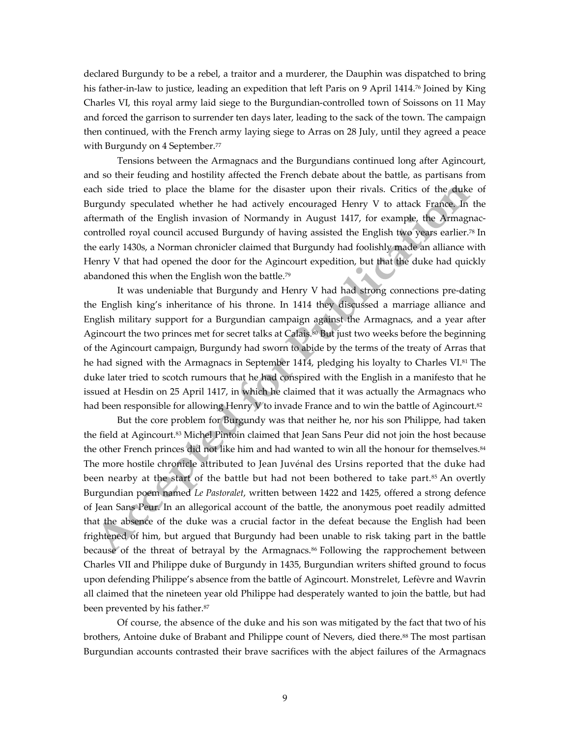declared Burgundy to be a rebel, a traitor and a murderer, the Dauphin was dispatched to bring his father-in-law to justice, leading an expedition that left Paris on 9 April 1414.[76] Joined by King Charles VI, this royal army laid siege to the Burgundian-controlled town of Soissons on 11 May and forced the garrison to surrender ten days later, leading to the sack of the town. The campaign then continued, with the French army laying siege to Arras on 28 July, until they agreed a peace with Burgundy on 4 September.[77]

Tensions between the Armagnacs and the Burgundians continued long after Agincourt, and so their feuding and hostility affected the French debate about the battle, as partisans from each side tried to place the blame for the disaster upon their rivals. Critics of the duke of Burgundy speculated whether he had actively encouraged Henry V to attack France. In the aftermath of the English invasion of Normandy in August 1417, for example, the Armagnac-controlled royal council accused Burgundy of having assisted the English two years earlier.[78] In the early 1430s, a Norman chronicler claimed that Burgundy had foolishly made an alliance with Henry V that had opened the door for the Agincourt expedition, but that the duke had quickly abandoned this when the English won the battle.[79]

It was undeniable that Burgundy and Henry V had had strong connections pre-dating the English king's inheritance of his throne. In 1414 they discussed a marriage alliance and English military support for a Burgundian campaign against the Armagnacs, and a year after Agincourt the two princes met for secret talks at Calais.[80] But just two weeks before the beginning of the Agincourt campaign, Burgundy had sworn to abide by the terms of the treaty of Arras that he had signed with the Armagnacs in September 1414, pledging his loyalty to Charles VI.[81] The duke later tried to scotch rumours that he had conspired with the English in a manifesto that he issued at Hesdin on 25 April 1417, in which he claimed that it was actually the Armagnacs who had been responsible for allowing Henry V to invade France and to win the battle of Agincourt.[82]

But the core problem for Burgundy was that neither he, nor his son Philippe, had taken the field at Agincourt.[83] Michel Pintoin claimed that Jean Sans Peur did not join the host because the other French princes did not like him and had wanted to win all the honour for themselves.[84] The more hostile chronicle attributed to Jean Juvénal des Ursins reported that the duke had been nearby at the start of the battle but had not been bothered to take part.[85] An overtly Burgundian poem named *Le Pastoralet*, written between 1422 and 1425, offered a strong defence of Jean Sans Peur. In an allegorical account of the battle, the anonymous poet readily admitted that the absence of the duke was a crucial factor in the defeat because the English had been frightened of him, but argued that Burgundy had been unable to risk taking part in the battle because of the threat of betrayal by the Armagnacs.[86] Following the rapprochement between Charles VII and Philippe duke of Burgundy in 1435, Burgundian writers shifted ground to focus upon defending Philippe's absence from the battle of Agincourt. Monstrelet, Lefèvre and Wavrin all claimed that the nineteen year old Philippe had desperately wanted to join the battle, but had been prevented by his father.[87]

Of course, the absence of the duke and his son was mitigated by the fact that two of his brothers, Antoine duke of Brabant and Philippe count of Nevers, died there.[88] The most partisan Burgundian accounts contrasted their brave sacrifices with the abject failures of the Armagnacs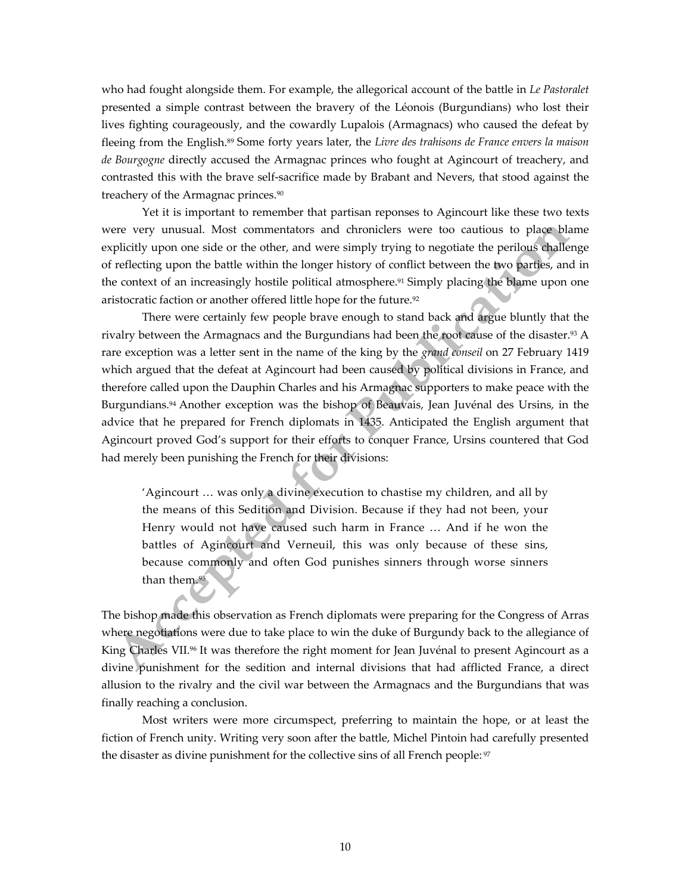who had fought alongside them. For example, the allegorical account of the battle in *Le Pastoralet* presented a simple contrast between the bravery of the Léonois (Burgundians) who lost their lives fighting courageously, and the cowardly Lupalois (Armagnacs) who caused the defeat by fleeing from the English.[89] Some forty years later, the *Livre des trahisons de France envers la maison de Bourgogne* directly accused the Armagnac princes who fought at Agincourt of treachery, and contrasted this with the brave self-sacrifice made by Brabant and Nevers, that stood against the treachery of the Armagnac princes.[90]

Yet it is important to remember that partisan reponses to Agincourt like these two texts were very unusual. Most commentators and chroniclers were too cautious to place blame explicitly upon one side or the other, and were simply trying to negotiate the perilous challenge of reflecting upon the battle within the longer history of conflict between the two parties, and in the context of an increasingly hostile political atmosphere.[91] Simply placing the blame upon one aristocratic faction or another offered little hope for the future.[92]

There were certainly few people brave enough to stand back and argue bluntly that the rivalry between the Armagnacs and the Burgundians had been the root cause of the disaster.[93] A rare exception was a letter sent in the name of the king by the *grand conseil* on 27 February 1419 which argued that the defeat at Agincourt had been caused by political divisions in France, and therefore called upon the Dauphin Charles and his Armagnac supporters to make peace with the Burgundians.[94] Another exception was the bishop of Beauvais, Jean Juvénal des Ursins, in the advice that he prepared for French diplomats in 1435. Anticipated the English argument that Agincourt proved God's support for their efforts to conquer France, Ursins countered that God had merely been punishing the French for their divisions:

> 'Agincourt … was only a divine execution to chastise my children, and all by the means of this Sedition and Division. Because if they had not been, your Henry would not have caused such harm in France … And if he won the battles of Agincourt and Verneuil, this was only because of these sins, because commonly and often God punishes sinners through worse sinners than them.[95]

The bishop made this observation as French diplomats were preparing for the Congress of Arras where negotiations were due to take place to win the duke of Burgundy back to the allegiance of King Charles VII.[96] It was therefore the right moment for Jean Juvénal to present Agincourt as a divine punishment for the sedition and internal divisions that had afflicted France, a direct allusion to the rivalry and the civil war between the Armagnacs and the Burgundians that was finally reaching a conclusion.

Most writers were more circumspect, preferring to maintain the hope, or at least the fiction of French unity. Writing very soon after the battle, Michel Pintoin had carefully presented the disaster as divine punishment for the collective sins of all French people:[97]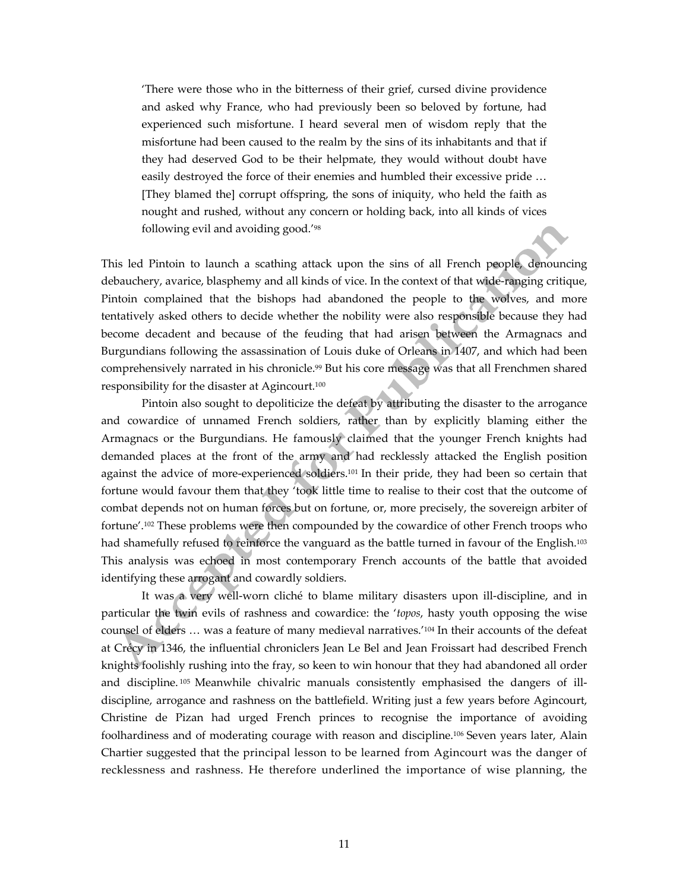> 'There were those who in the bitterness of their grief, cursed divine providence and asked why France, who had previously been so beloved by fortune, had experienced such misfortune. I heard several men of wisdom reply that the misfortune had been caused to the realm by the sins of its inhabitants and that if they had deserved God to be their helpmate, they would without doubt have easily destroyed the force of their enemies and humbled their excessive pride … [They blamed the] corrupt offspring, the sons of iniquity, who held the faith as nought and rushed, without any concern or holding back, into all kinds of vices following evil and avoiding good.'[98]

This led Pintoin to launch a scathing attack upon the sins of all French people, denouncing debauchery, avarice, blasphemy and all kinds of vice. In the context of that wide-ranging critique, Pintoin complained that the bishops had abandoned the people to the wolves, and more tentatively asked others to decide whether the nobility were also responsible because they had become decadent and because of the feuding that had arisen between the Armagnacs and Burgundians following the assassination of Louis duke of Orleans in 1407, and which had been comprehensively narrated in his chronicle.[99] But his core message was that all Frenchmen shared responsibility for the disaster at Agincourt.[100]

Pintoin also sought to depoliticize the defeat by attributing the disaster to the arrogance and cowardice of unnamed French soldiers, rather than by explicitly blaming either the Armagnacs or the Burgundians. He famously claimed that the younger French knights had demanded places at the front of the army and had recklessly attacked the English position against the advice of more-experienced soldiers.[101] In their pride, they had been so certain that fortune would favour them that they 'took little time to realise to their cost that the outcome of combat depends not on human forces but on fortune, or, more precisely, the sovereign arbiter of fortune'.[102] These problems were then compounded by the cowardice of other French troops who had shamefully refused to reinforce the vanguard as the battle turned in favour of the English.[103] This analysis was echoed in most contemporary French accounts of the battle that avoided identifying these arrogant and cowardly soldiers.

It was a very well-worn cliché to blame military disasters upon ill-discipline, and in particular the twin evils of rashness and cowardice: the '*topos*, hasty youth opposing the wise counsel of elders … was a feature of many medieval narratives.'[104] In their accounts of the defeat at Crécy in 1346, the influential chroniclers Jean Le Bel and Jean Froissart had described French knights foolishly rushing into the fray, so keen to win honour that they had abandoned all order and discipline.[105] Meanwhile chivalric manuals consistently emphasised the dangers of ill-discipline, arrogance and rashness on the battlefield. Writing just a few years before Agincourt, Christine de Pizan had urged French princes to recognise the importance of avoiding foolhardiness and of moderating courage with reason and discipline.[106] Seven years later, Alain Chartier suggested that the principal lesson to be learned from Agincourt was the danger of recklessness and rashness. He therefore underlined the importance of wise planning, the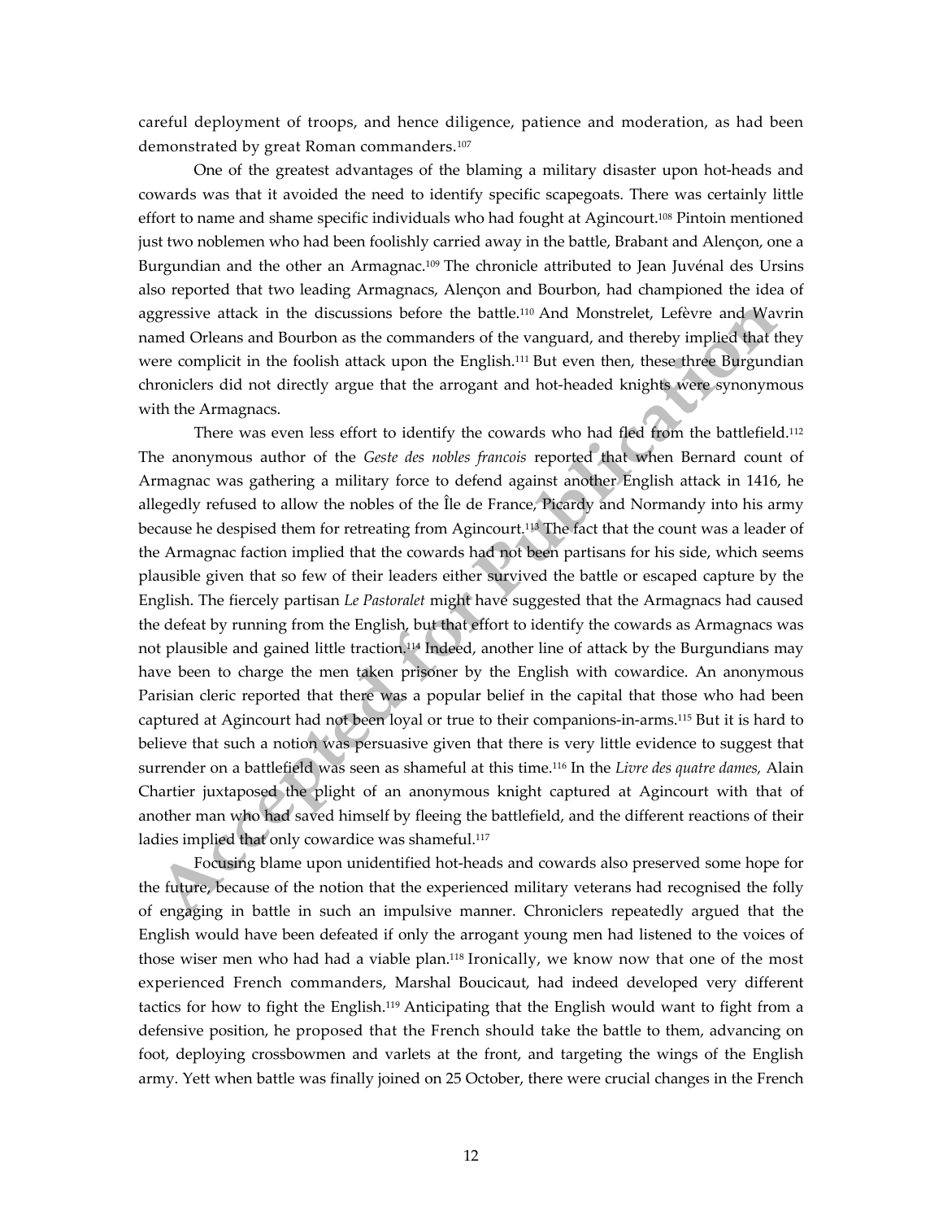careful deployment of troops, and hence diligence, patience and moderation, as had been demonstrated by great Roman commanders.[107]

One of the greatest advantages of the blaming a military disaster upon hot-heads and cowards was that it avoided the need to identify specific scapegoats. There was certainly little effort to name and shame specific individuals who had fought at Agincourt.[108] Pintoin mentioned just two noblemen who had been foolishly carried away in the battle, Brabant and Alençon, one a Burgundian and the other an Armagnac.[109] The chronicle attributed to Jean Juvénal des Ursins also reported that two leading Armagnacs, Alençon and Bourbon, had championed the idea of aggressive attack in the discussions before the battle.[110] And Monstrelet, Lefèvre and Wavrin named Orleans and Bourbon as the commanders of the vanguard, and thereby implied that they were complicit in the foolish attack upon the English.[111] But even then, these three Burgundian chroniclers did not directly argue that the arrogant and hot-headed knights were synonymous with the Armagnacs.

There was even less effort to identify the cowards who had fled from the battlefield.[112] The anonymous author of the *Geste des nobles francois* reported that when Bernard count of Armagnac was gathering a military force to defend against another English attack in 1416, he allegedly refused to allow the nobles of the Île de France, Picardy and Normandy into his army because he despised them for retreating from Agincourt.[113] The fact that the count was a leader of the Armagnac faction implied that the cowards had not been partisans for his side, which seems plausible given that so few of their leaders either survived the battle or escaped capture by the English. The fiercely partisan *Le Pastoralet* might have suggested that the Armagnacs had caused the defeat by running from the English, but that effort to identify the cowards as Armagnacs was not plausible and gained little traction.[114] Indeed, another line of attack by the Burgundians may have been to charge the men taken prisoner by the English with cowardice. An anonymous Parisian cleric reported that there was a popular belief in the capital that those who had been captured at Agincourt had not been loyal or true to their companions-in-arms.[115] But it is hard to believe that such a notion was persuasive given that there is very little evidence to suggest that surrender on a battlefield was seen as shameful at this time.[116] In the *Livre des quatre dames,* Alain Chartier juxtaposed the plight of an anonymous knight captured at Agincourt with that of another man who had saved himself by fleeing the battlefield, and the different reactions of their ladies implied that only cowardice was shameful.[117]

Focusing blame upon unidentified hot-heads and cowards also preserved some hope for the future, because of the notion that the experienced military veterans had recognised the folly of engaging in battle in such an impulsive manner. Chroniclers repeatedly argued that the English would have been defeated if only the arrogant young men had listened to the voices of those wiser men who had had a viable plan.[118] Ironically, we know now that one of the most experienced French commanders, Marshal Boucicaut, had indeed developed very different tactics for how to fight the English.[119] Anticipating that the English would want to fight from a defensive position, he proposed that the French should take the battle to them, advancing on foot, deploying crossbowmen and varlets at the front, and targeting the wings of the English army. Yett when battle was finally joined on 25 October, there were crucial changes in the French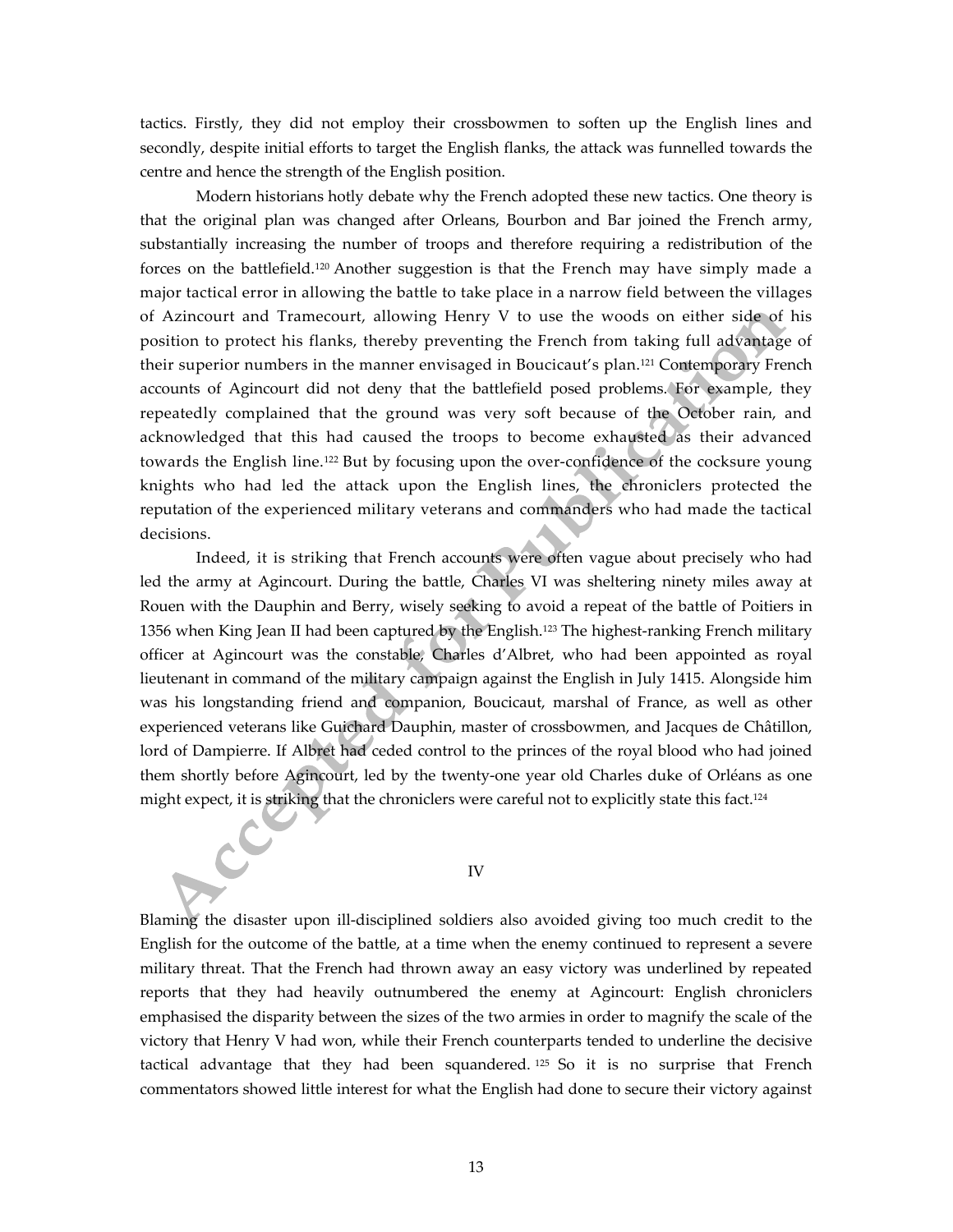tactics. Firstly, they did not employ their crossbowmen to soften up the English lines and secondly, despite initial efforts to target the English flanks, the attack was funnelled towards the centre and hence the strength of the English position.

Modern historians hotly debate why the French adopted these new tactics. One theory is that the original plan was changed after Orleans, Bourbon and Bar joined the French army, substantially increasing the number of troops and therefore requiring a redistribution of the forces on the battlefield.[120] Another suggestion is that the French may have simply made a major tactical error in allowing the battle to take place in a narrow field between the villages of Azincourt and Tramecourt, allowing Henry V to use the woods on either side of his position to protect his flanks, thereby preventing the French from taking full advantage of their superior numbers in the manner envisaged in Boucicaut's plan.[121] Contemporary French accounts of Agincourt did not deny that the battlefield posed problems. For example, they repeatedly complained that the ground was very soft because of the October rain, and acknowledged that this had caused the troops to become exhausted as their advanced towards the English line.[122] But by focusing upon the over-confidence of the cocksure young knights who had led the attack upon the English lines, the chroniclers protected the reputation of the experienced military veterans and commanders who had made the tactical decisions.

Indeed, it is striking that French accounts were often vague about precisely who had led the army at Agincourt. During the battle, Charles VI was sheltering ninety miles away at Rouen with the Dauphin and Berry, wisely seeking to avoid a repeat of the battle of Poitiers in 1356 when King Jean II had been captured by the English.[123] The highest-ranking French military officer at Agincourt was the constable, Charles d'Albret, who had been appointed as royal lieutenant in command of the military campaign against the English in July 1415. Alongside him was his longstanding friend and companion, Boucicaut, marshal of France, as well as other experienced veterans like Guichard Dauphin, master of crossbowmen, and Jacques de Châtillon, lord of Dampierre. If Albret had ceded control to the princes of the royal blood who had joined them shortly before Agincourt, led by the twenty-one year old Charles duke of Orléans as one might expect, it is striking that the chroniclers were careful not to explicitly state this fact.[124]

## IV

Blaming the disaster upon ill-disciplined soldiers also avoided giving too much credit to the English for the outcome of the battle, at a time when the enemy continued to represent a severe military threat. That the French had thrown away an easy victory was underlined by repeated reports that they had heavily outnumbered the enemy at Agincourt: English chroniclers emphasised the disparity between the sizes of the two armies in order to magnify the scale of the victory that Henry V had won, while their French counterparts tended to underline the decisive tactical advantage that they had been squandered.[125] So it is no surprise that French commentators showed little interest for what the English had done to secure their victory against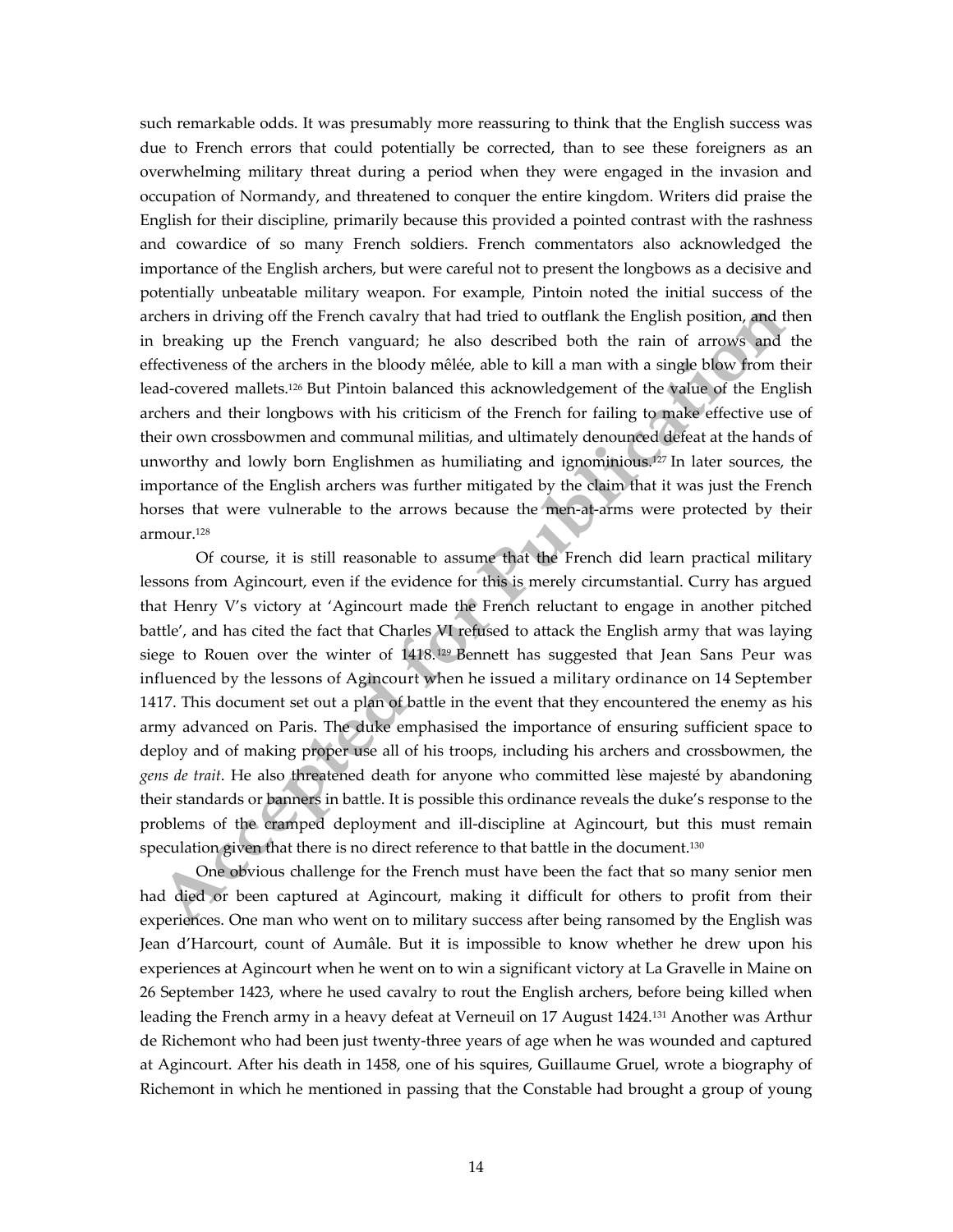such remarkable odds. It was presumably more reassuring to think that the English success was due to French errors that could potentially be corrected, than to see these foreigners as an overwhelming military threat during a period when they were engaged in the invasion and occupation of Normandy, and threatened to conquer the entire kingdom. Writers did praise the English for their discipline, primarily because this provided a pointed contrast with the rashness and cowardice of so many French soldiers. French commentators also acknowledged the importance of the English archers, but were careful not to present the longbows as a decisive and potentially unbeatable military weapon. For example, Pintoin noted the initial success of the archers in driving off the French cavalry that had tried to outflank the English position, and then in breaking up the French vanguard; he also described both the rain of arrows and the effectiveness of the archers in the bloody mêlée, able to kill a man with a single blow from their lead-covered mallets.[126] But Pintoin balanced this acknowledgement of the value of the English archers and their longbows with his criticism of the French for failing to make effective use of their own crossbowmen and communal militias, and ultimately denounced defeat at the hands of unworthy and lowly born Englishmen as humiliating and ignominious.[127] In later sources, the importance of the English archers was further mitigated by the claim that it was just the French horses that were vulnerable to the arrows because the men-at-arms were protected by their armour.[128]

Of course, it is still reasonable to assume that the French did learn practical military lessons from Agincourt, even if the evidence for this is merely circumstantial. Curry has argued that Henry V's victory at 'Agincourt made the French reluctant to engage in another pitched battle', and has cited the fact that Charles VI refused to attack the English army that was laying siege to Rouen over the winter of 1418.[129] Bennett has suggested that Jean Sans Peur was influenced by the lessons of Agincourt when he issued a military ordinance on 14 September 1417. This document set out a plan of battle in the event that they encountered the enemy as his army advanced on Paris. The duke emphasised the importance of ensuring sufficient space to deploy and of making proper use all of his troops, including his archers and crossbowmen, the *gens de trait*. He also threatened death for anyone who committed lèse majesté by abandoning their standards or banners in battle. It is possible this ordinance reveals the duke's response to the problems of the cramped deployment and ill-discipline at Agincourt, but this must remain speculation given that there is no direct reference to that battle in the document.[130]

One obvious challenge for the French must have been the fact that so many senior men had died or been captured at Agincourt, making it difficult for others to profit from their experiences. One man who went on to military success after being ransomed by the English was Jean d'Harcourt, count of Aumâle. But it is impossible to know whether he drew upon his experiences at Agincourt when he went on to win a significant victory at La Gravelle in Maine on 26 September 1423, where he used cavalry to rout the English archers, before being killed when leading the French army in a heavy defeat at Verneuil on 17 August 1424.[131] Another was Arthur de Richemont who had been just twenty-three years of age when he was wounded and captured at Agincourt. After his death in 1458, one of his squires, Guillaume Gruel, wrote a biography of Richemont in which he mentioned in passing that the Constable had brought a group of young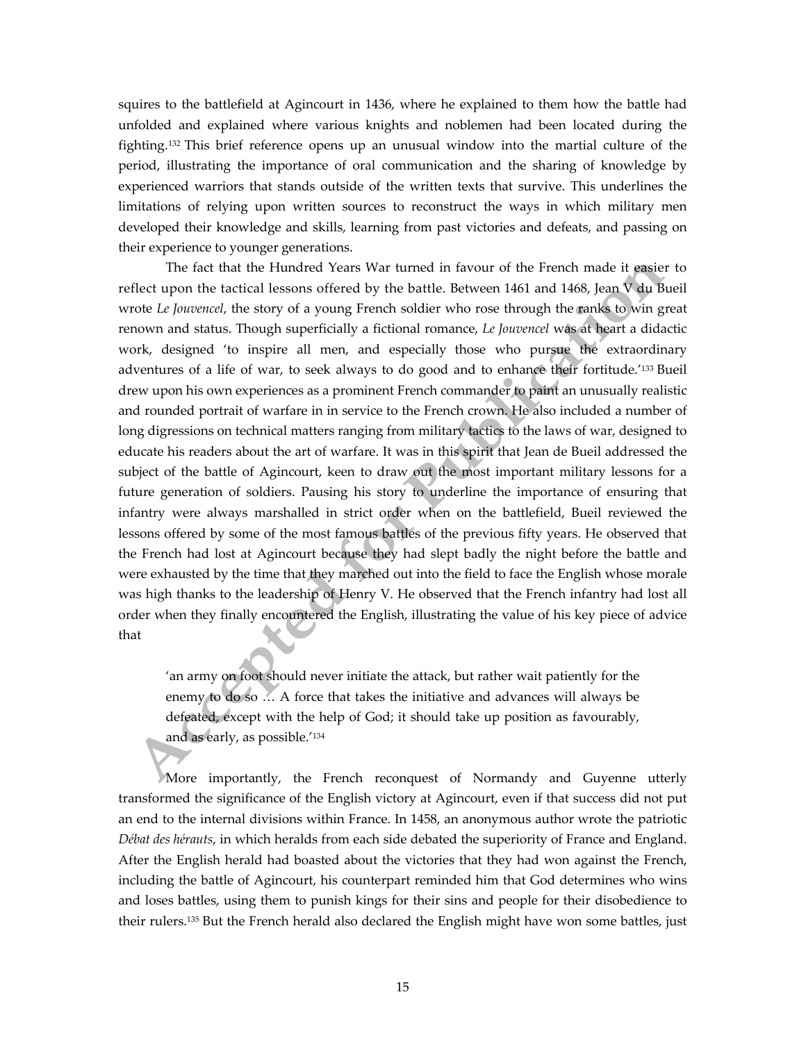squires to the battlefield at Agincourt in 1436, where he explained to them how the battle had unfolded and explained where various knights and noblemen had been located during the fighting.[132] This brief reference opens up an unusual window into the martial culture of the period, illustrating the importance of oral communication and the sharing of knowledge by experienced warriors that stands outside of the written texts that survive. This underlines the limitations of relying upon written sources to reconstruct the ways in which military men developed their knowledge and skills, learning from past victories and defeats, and passing on their experience to younger generations.

The fact that the Hundred Years War turned in favour of the French made it easier to reflect upon the tactical lessons offered by the battle. Between 1461 and 1468, Jean V du Bueil wrote *Le Jouvencel*, the story of a young French soldier who rose through the ranks to win great renown and status. Though superficially a fictional romance, *Le Jouvencel* was at heart a didactic work, designed 'to inspire all men, and especially those who pursue the extraordinary adventures of a life of war, to seek always to do good and to enhance their fortitude.'[133] Bueil drew upon his own experiences as a prominent French commander to paint an unusually realistic and rounded portrait of warfare in in service to the French crown. He also included a number of long digressions on technical matters ranging from military tactics to the laws of war, designed to educate his readers about the art of warfare. It was in this spirit that Jean de Bueil addressed the subject of the battle of Agincourt, keen to draw out the most important military lessons for a future generation of soldiers. Pausing his story to underline the importance of ensuring that infantry were always marshalled in strict order when on the battlefield, Bueil reviewed the lessons offered by some of the most famous battles of the previous fifty years. He observed that the French had lost at Agincourt because they had slept badly the night before the battle and were exhausted by the time that they marched out into the field to face the English whose morale was high thanks to the leadership of Henry V. He observed that the French infantry had lost all order when they finally encountered the English, illustrating the value of his key piece of advice that

> 'an army on foot should never initiate the attack, but rather wait patiently for the enemy to do so … A force that takes the initiative and advances will always be defeated, except with the help of God; it should take up position as favourably, and as early, as possible.'[134]

More importantly, the French reconquest of Normandy and Guyenne utterly transformed the significance of the English victory at Agincourt, even if that success did not put an end to the internal divisions within France. In 1458, an anonymous author wrote the patriotic *Débat des hérauts*, in which heralds from each side debated the superiority of France and England. After the English herald had boasted about the victories that they had won against the French, including the battle of Agincourt, his counterpart reminded him that God determines who wins and loses battles, using them to punish kings for their sins and people for their disobedience to their rulers.[135] But the French herald also declared the English might have won some battles, just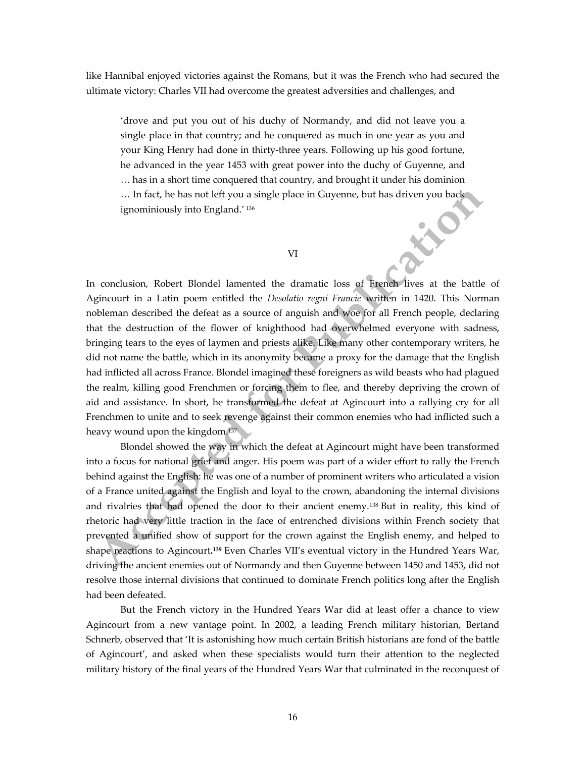like Hannibal enjoyed victories against the Romans, but it was the French who had secured the ultimate victory: Charles VII had overcome the greatest adversities and challenges, and

> 'drove and put you out of his duchy of Normandy, and did not leave you a single place in that country; and he conquered as much in one year as you and your King Henry had done in thirty-three years. Following up his good fortune, he advanced in the year 1453 with great power into the duchy of Guyenne, and … has in a short time conquered that country, and brought it under his dominion … In fact, he has not left you a single place in Guyenne, but has driven you back ignominiously into England.' [136]

## VI

In conclusion, Robert Blondel lamented the dramatic loss of French lives at the battle of Agincourt in a Latin poem entitled the *Desolatio regni Francie* written in 1420. This Norman nobleman described the defeat as a source of anguish and woe for all French people, declaring that the destruction of the flower of knighthood had overwhelmed everyone with sadness, bringing tears to the eyes of laymen and priests alike. Like many other contemporary writers, he did not name the battle, which in its anonymity became a proxy for the damage that the English had inflicted all across France. Blondel imagined these foreigners as wild beasts who had plagued the realm, killing good Frenchmen or forcing them to flee, and thereby depriving the crown of aid and assistance. In short, he transformed the defeat at Agincourt into a rallying cry for all Frenchmen to unite and to seek revenge against their common enemies who had inflicted such a heavy wound upon the kingdom.[137]

Blondel showed the way in which the defeat at Agincourt might have been transformed into a focus for national grief and anger. His poem was part of a wider effort to rally the French behind against the English: he was one of a number of prominent writers who articulated a vision of a France united against the English and loyal to the crown, abandoning the internal divisions and rivalries that had opened the door to their ancient enemy.[138] But in reality, this kind of rhetoric had very little traction in the face of entrenched divisions within French society that prevented a unified show of support for the crown against the English enemy, and helped to shape reactions to Agincourt.[139] Even Charles VII's eventual victory in the Hundred Years War, driving the ancient enemies out of Normandy and then Guyenne between 1450 and 1453, did not resolve those internal divisions that continued to dominate French politics long after the English had been defeated.

But the French victory in the Hundred Years War did at least offer a chance to view Agincourt from a new vantage point. In 2002, a leading French military historian, Bertand Schnerb, observed that 'It is astonishing how much certain British historians are fond of the battle of Agincourt', and asked when these specialists would turn their attention to the neglected military history of the final years of the Hundred Years War that culminated in the reconquest of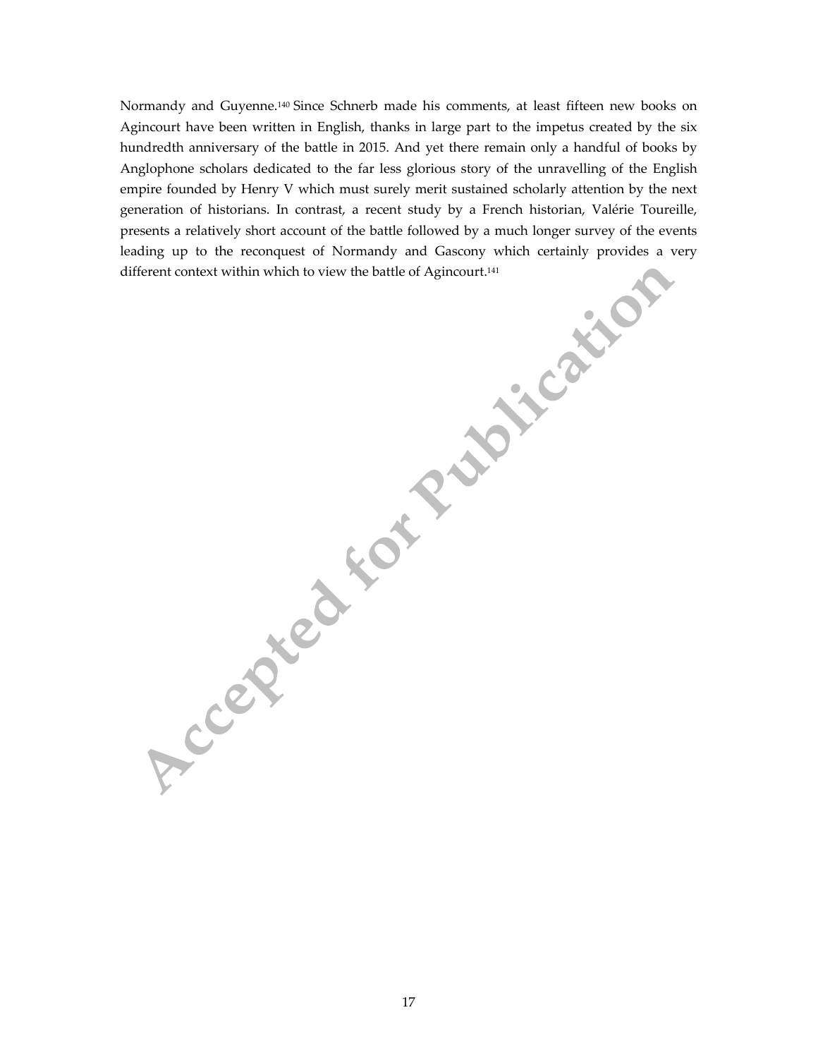Normandy and Guyenne.[140] Since Schnerb made his comments, at least fifteen new books on Agincourt have been written in English, thanks in large part to the impetus created by the six hundredth anniversary of the battle in 2015. And yet there remain only a handful of books by Anglophone scholars dedicated to the far less glorious story of the unravelling of the English empire founded by Henry V which must surely merit sustained scholarly attention by the next generation of historians. In contrast, a recent study by a French historian, Valérie Toureille, presents a relatively short account of the battle followed by a much longer survey of the events leading up to the reconquest of Normandy and Gascony which certainly provides a very different context within which to view the battle of Agincourt.[141]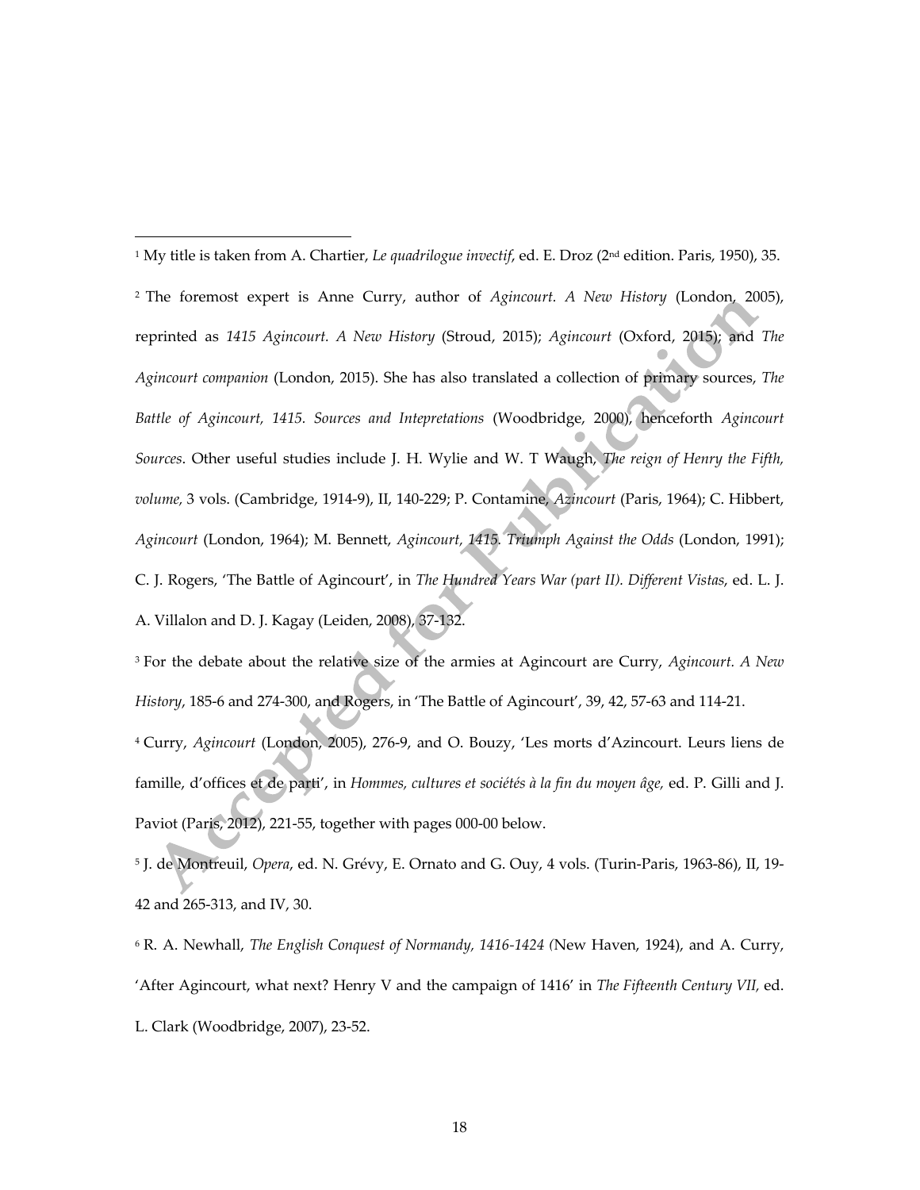[1] My title is taken from A. Chartier, *Le quadrilogue invectif*, ed. E. Droz (2nd edition. Paris, 1950), 35.

[2] The foremost expert is Anne Curry, author of *Agincourt. A New History* (London, 2005), reprinted as *1415 Agincourt. A New History* (Stroud, 2015); *Agincourt* (Oxford, 2015); and *The Agincourt companion* (London, 2015). She has also translated a collection of primary sources, *The Battle of Agincourt, 1415. Sources and Intepretations* (Woodbridge, 2000), henceforth *Agincourt Sources*. Other useful studies include J. H. Wylie and W. T Waugh, *The reign of Henry the Fifth, volume,* 3 vols. (Cambridge, 1914-9), II, 140-229; P. Contamine, *Azincourt* (Paris, 1964); C. Hibbert, *Agincourt* (London, 1964); M. Bennett, *Agincourt, 1415. Triumph Against the Odds* (London, 1991); C. J. Rogers, 'The Battle of Agincourt', in *The Hundred Years War (part II). Different Vistas*, ed. L. J. A. Villalon and D. J. Kagay (Leiden, 2008), 37-132.

[3] For the debate about the relative size of the armies at Agincourt are Curry, *Agincourt. A New History*, 185-6 and 274-300, and Rogers, in 'The Battle of Agincourt', 39, 42, 57-63 and 114-21.

[4] Curry, *Agincourt* (London, 2005), 276-9, and O. Bouzy, 'Les morts d'Azincourt. Leurs liens de famille, d'offices et de parti', in *Hommes, cultures et sociétés à la fin du moyen âge,* ed. P. Gilli and J. Paviot (Paris, 2012), 221-55, together with pages 000-00 below.

[5] J. de Montreuil, *Opera*, ed. N. Grévy, E. Ornato and G. Ouy, 4 vols. (Turin-Paris, 1963-86), II, 19-42 and 265-313, and IV, 30.

[6] R. A. Newhall, *The English Conquest of Normandy, 1416-1424 (*New Haven, 1924), and A. Curry, 'After Agincourt, what next? Henry V and the campaign of 1416' in *The Fifteenth Century VII,* ed. L. Clark (Woodbridge, 2007), 23-52.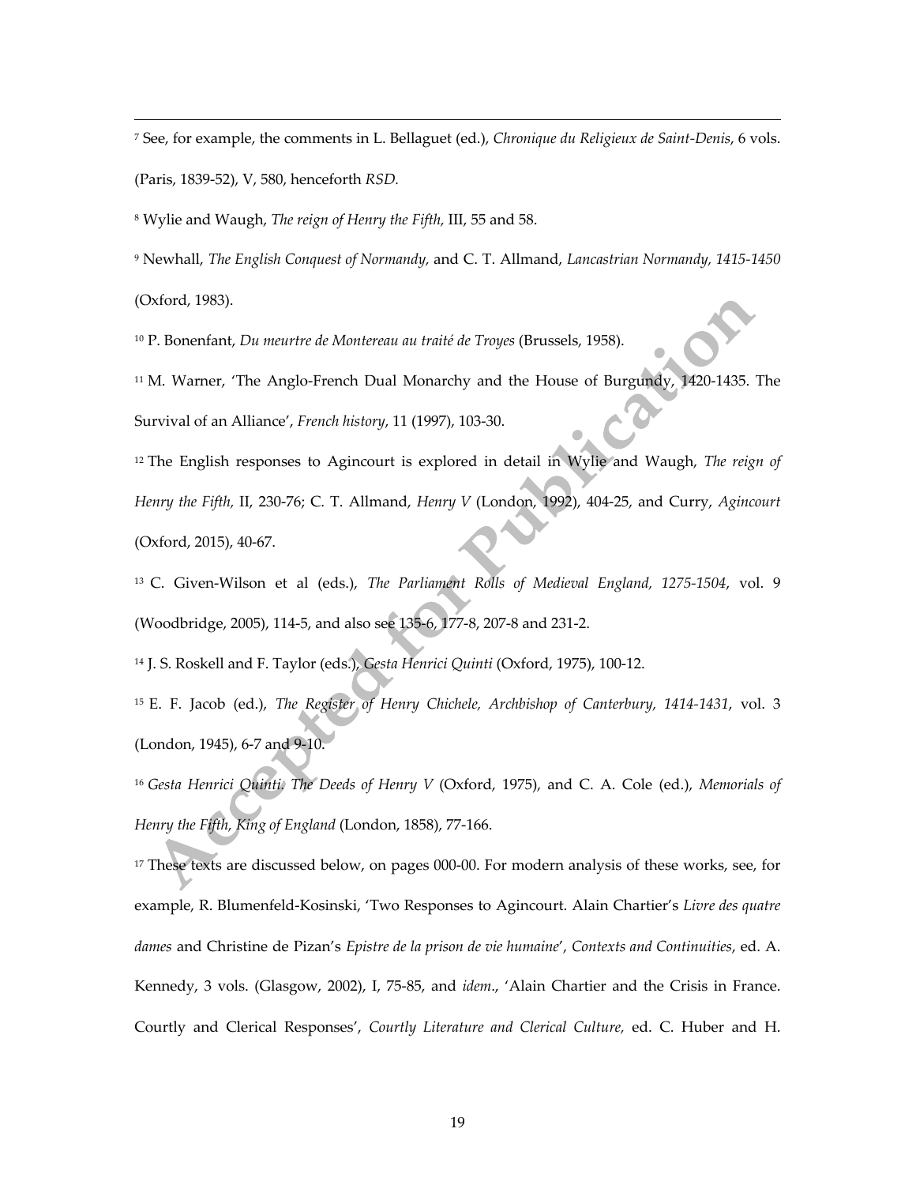[7] See, for example, the comments in L. Bellaguet (ed.), *Chronique du Religieux de Saint-Denis*, 6 vols. (Paris, 1839-52), V, 580, henceforth *RSD.*

[8] Wylie and Waugh, *The reign of Henry the Fifth,* III, 55 and 58.

[9] Newhall, *The English Conquest of Normandy,* and C. T. Allmand, *Lancastrian Normandy, 1415-1450* (Oxford, 1983).

[10] P. Bonenfant, *Du meurtre de Montereau au traité de Troyes* (Brussels, 1958).

[11] M. Warner, 'The Anglo-French Dual Monarchy and the House of Burgundy, 1420-1435. The Survival of an Alliance', *French history*, 11 (1997), 103-30.

[12] The English responses to Agincourt is explored in detail in Wylie and Waugh, *The reign of Henry the Fifth,* II, 230-76; C. T. Allmand, *Henry V* (London, 1992), 404-25, and Curry, *Agincourt* (Oxford, 2015), 40-67.

[13] C. Given-Wilson et al (eds.), *The Parliament Rolls of Medieval England, 1275-1504*, vol. 9 (Woodbridge, 2005), 114-5, and also see 135-6, 177-8, 207-8 and 231-2.

[14] J. S. Roskell and F. Taylor (eds.), *Gesta Henrici Quinti* (Oxford, 1975), 100-12.

[15] E. F. Jacob (ed.), *The Register of Henry Chichele, Archbishop of Canterbury, 1414-1431*, vol. 3 (London, 1945), 6-7 and 9-10.

[16] *Gesta Henrici Quinti. The Deeds of Henry V* (Oxford, 1975), and C. A. Cole (ed.), *Memorials of Henry the Fifth, King of England* (London, 1858), 77-166.

[17] These texts are discussed below, on pages 000-00. For modern analysis of these works, see, for example, R. Blumenfeld-Kosinski, 'Two Responses to Agincourt. Alain Chartier's *Livre des quatre dames* and Christine de Pizan's *Epistre de la prison de vie humaine*', *Contexts and Continuities*, ed. A. Kennedy, 3 vols. (Glasgow, 2002), I, 75-85, and *idem*., 'Alain Chartier and the Crisis in France. Courtly and Clerical Responses', *Courtly Literature and Clerical Culture,* ed. C. Huber and H.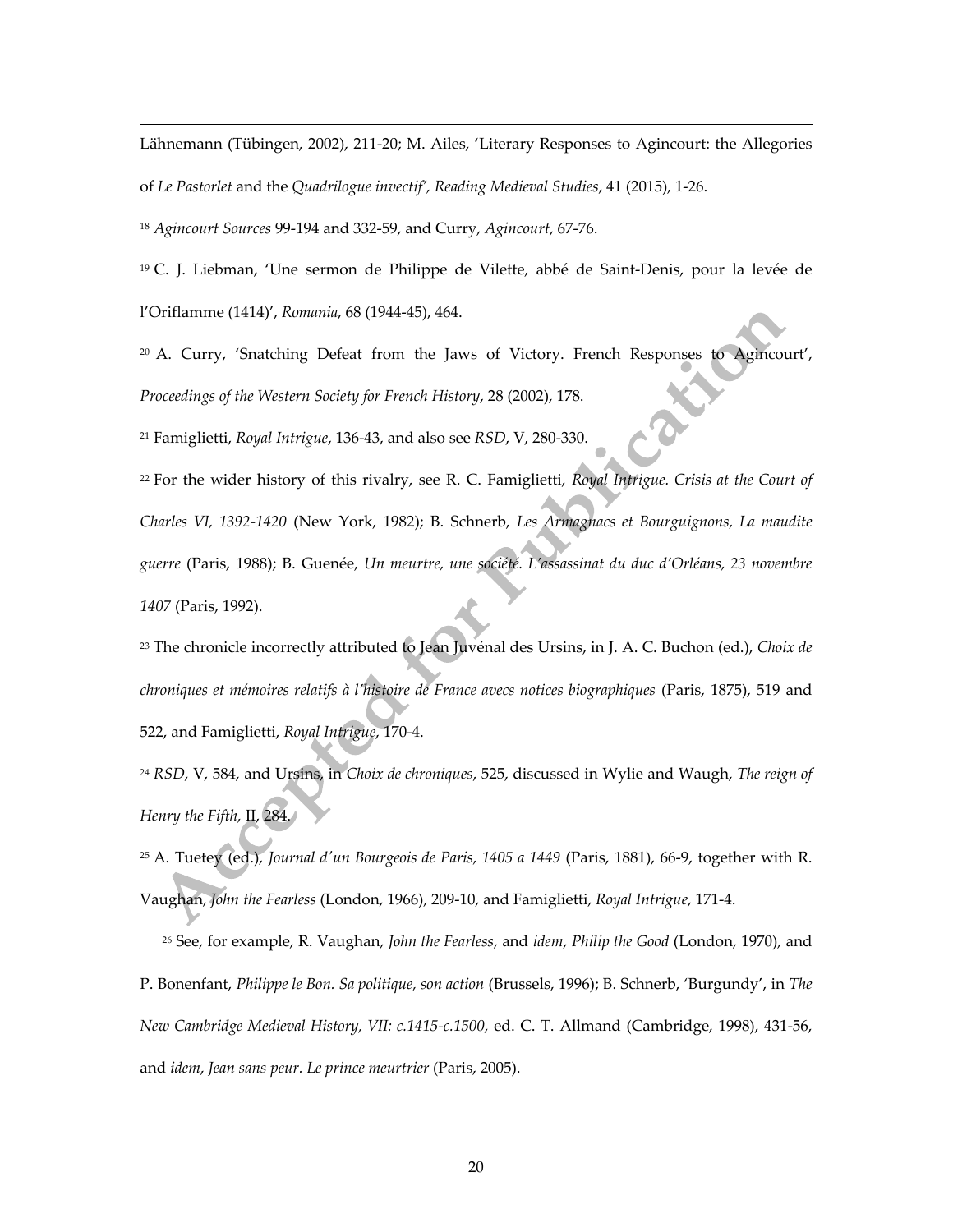Lähnemann (Tübingen, 2002), 211-20; M. Ailes, 'Literary Responses to Agincourt: the Allegories of *Le Pastorlet* and the *Quadrilogue invectif*', *Reading Medieval Studies*, 41 (2015), 1-26.

[18] *Agincourt Sources* 99-194 and 332-59, and Curry, *Agincourt*, 67-76.

[19] C. J. Liebman, 'Une sermon de Philippe de Vilette, abbé de Saint-Denis, pour la levée de l'Oriflamme (1414)', *Romania*, 68 (1944-45), 464.

[20] A. Curry, 'Snatching Defeat from the Jaws of Victory. French Responses to Agincourt', *Proceedings of the Western Society for French History*, 28 (2002), 178.

[21] Famiglietti, *Royal Intrigue*, 136-43, and also see *RSD*, V, 280-330.

[22] For the wider history of this rivalry, see R. C. Famiglietti, *Royal Intrigue. Crisis at the Court of Charles VI, 1392-1420* (New York, 1982); B. Schnerb, *Les Armagnacs et Bourguignons, La maudite guerre* (Paris, 1988); B. Guenée, *Un meurtre, une société. L'assassinat du duc d'Orléans, 23 novembre 1407* (Paris, 1992).

[23] The chronicle incorrectly attributed to Jean Juvénal des Ursins, in J. A. C. Buchon (ed.), *Choix de chroniques et mémoires relatifs à l'histoire de France avecs notices biographiques* (Paris, 1875), 519 and 522, and Famiglietti, *Royal Intrigue*, 170-4.

[24] *RSD*, V, 584, and Ursins, in *Choix de chroniques*, 525, discussed in Wylie and Waugh, *The reign of Henry the Fifth*, II, 284.

[25] A. Tuetey (ed.), *Journal d'un Bourgeois de Paris, 1405 a 1449* (Paris, 1881), 66-9, together with R. Vaughan, *John the Fearless* (London, 1966), 209-10, and Famiglietti, *Royal Intrigue*, 171-4.

[26] See, for example, R. Vaughan, *John the Fearless*, and *idem*, *Philip the Good* (London, 1970), and P. Bonenfant, *Philippe le Bon. Sa politique, son action* (Brussels, 1996); B. Schnerb, 'Burgundy', in *The New Cambridge Medieval History, VII: c.1415-c.1500*, ed. C. T. Allmand (Cambridge, 1998), 431-56, and *idem*, *Jean sans peur. Le prince meurtrier* (Paris, 2005).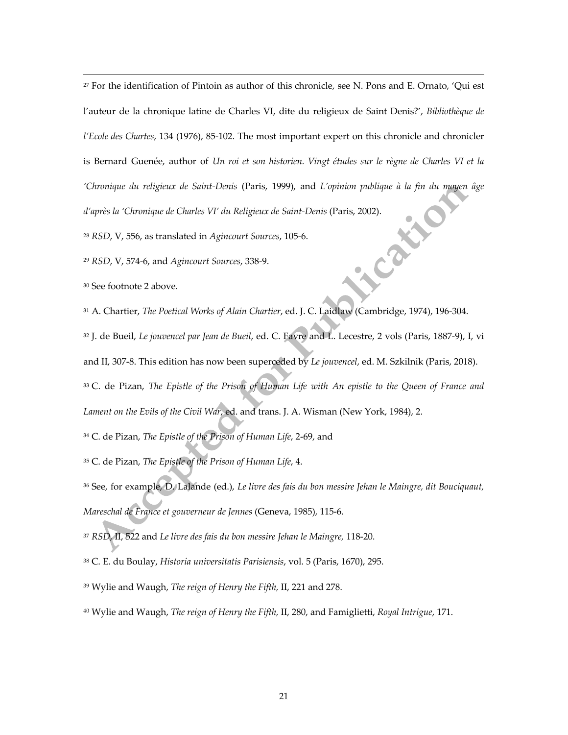[27] For the identification of Pintoin as author of this chronicle, see N. Pons and E. Ornato, 'Qui est l'auteur de la chronique latine de Charles VI, dite du religieux de Saint Denis?', *Bibliothèque de l'Ecole des Chartes*, 134 (1976), 85-102. The most important expert on this chronicle and chronicler is Bernard Guenée, author of *Un roi et son historien. Vingt études sur le règne de Charles VI et la 'Chronique du religieux de Saint-Denis* (Paris, 1999), and *L'opinion publique à la fin du moyen âge d'après la 'Chronique de Charles VI' du Religieux de Saint-Denis* (Paris, 2002).

[28] *RSD*, V, 556, as translated in *Agincourt Sources*, 105-6.

[29] *RSD*, V, 574-6, and *Agincourt Sources*, 338-9.

[30] See footnote 2 above.

[31] A. Chartier, *The Poetical Works of Alain Chartier*, ed. J. C. Laidlaw (Cambridge, 1974), 196-304.

[32] J. de Bueil, *Le jouvencel par Jean de Bueil*, ed. C. Favre and L. Lecestre, 2 vols (Paris, 1887-9), I, vi and II, 307-8. This edition has now been superceded by *Le jouvencel*, ed. M. Szkilnik (Paris, 2018).

[33] C. de Pizan, *The Epistle of the Prison of Human Life with An epistle to the Queen of France and Lament on the Evils of the Civil War*, ed. and trans. J. A. Wisman (New York, 1984), 2.

[34] C. de Pizan, *The Epistle of the Prison of Human Life*, 2-69, and

[35] C. de Pizan, *The Epistle of the Prison of Human Life*, 4.

[36] See, for example, D. Lalande (ed.), *Le livre des fais du bon messire Jehan le Maingre, dit Bouciquaut, Mareschal de France et gouverneur de Jennes* (Geneva, 1985), 115-6.

[37] *RSD*, II, 522 and *Le livre des fais du bon messire Jehan le Maingre,* 118-20.

[38] C. E. du Boulay, *Historia universitatis Parisiensis*, vol. 5 (Paris, 1670), 295.

[39] Wylie and Waugh, *The reign of Henry the Fifth,* II, 221 and 278.

[40] Wylie and Waugh, *The reign of Henry the Fifth,* II, 280, and Famiglietti, *Royal Intrigue*, 171.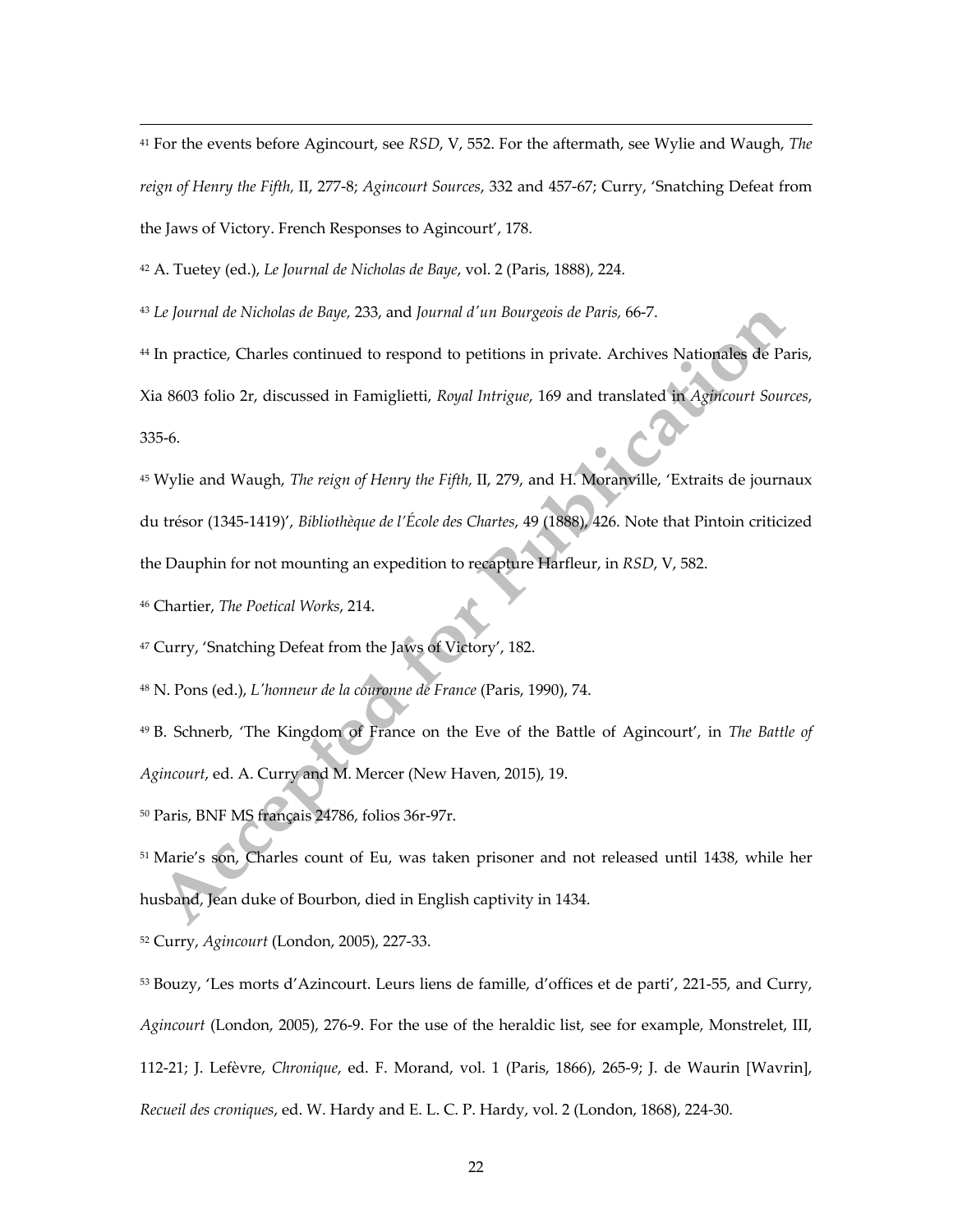[41] For the events before Agincourt, see *RSD*, V, 552. For the aftermath, see Wylie and Waugh, *The reign of Henry the Fifth,* II, 277-8; *Agincourt Sources*, 332 and 457-67; Curry, 'Snatching Defeat from the Jaws of Victory. French Responses to Agincourt', 178.

[42] A. Tuetey (ed.), *Le Journal de Nicholas de Baye*, vol. 2 (Paris, 1888), 224.

[43] *Le Journal de Nicholas de Baye,* 233, and *Journal d'un Bourgeois de Paris,* 66-7.

[44] In practice, Charles continued to respond to petitions in private. Archives Nationales de Paris, Xia 8603 folio 2r, discussed in Famiglietti, *Royal Intrigue*, 169 and translated in *Agincourt Sources*, 335-6.

[45] Wylie and Waugh, *The reign of Henry the Fifth,* II, 279, and H. Moranville, 'Extraits de journaux du trésor (1345-1419)', *Bibliothèque de l'École des Chartes*, 49 (1888), 426. Note that Pintoin criticized the Dauphin for not mounting an expedition to recapture Harfleur, in *RSD*, V, 582.

[46] Chartier, *The Poetical Works*, 214.

[47] Curry, 'Snatching Defeat from the Jaws of Victory', 182.

[48] N. Pons (ed.), *L'honneur de la couronne de France* (Paris, 1990), 74.

[49] B. Schnerb, 'The Kingdom of France on the Eve of the Battle of Agincourt', in *The Battle of Agincourt*, ed. A. Curry and M. Mercer (New Haven, 2015), 19.

[50] Paris, BNF MS français 24786, folios 36r-97r.

[51] Marie's son, Charles count of Eu, was taken prisoner and not released until 1438, while her husband, Jean duke of Bourbon, died in English captivity in 1434.

[52] Curry, *Agincourt* (London, 2005), 227-33.

[53] Bouzy, 'Les morts d'Azincourt. Leurs liens de famille, d'offices et de parti', 221-55, and Curry, *Agincourt* (London, 2005), 276-9. For the use of the heraldic list, see for example, Monstrelet, III, 112-21; J. Lefèvre, *Chronique*, ed. F. Morand, vol. 1 (Paris, 1866), 265-9; J. de Waurin [Wavrin], *Recueil des croniques*, ed. W. Hardy and E. L. C. P. Hardy, vol. 2 (London, 1868), 224-30.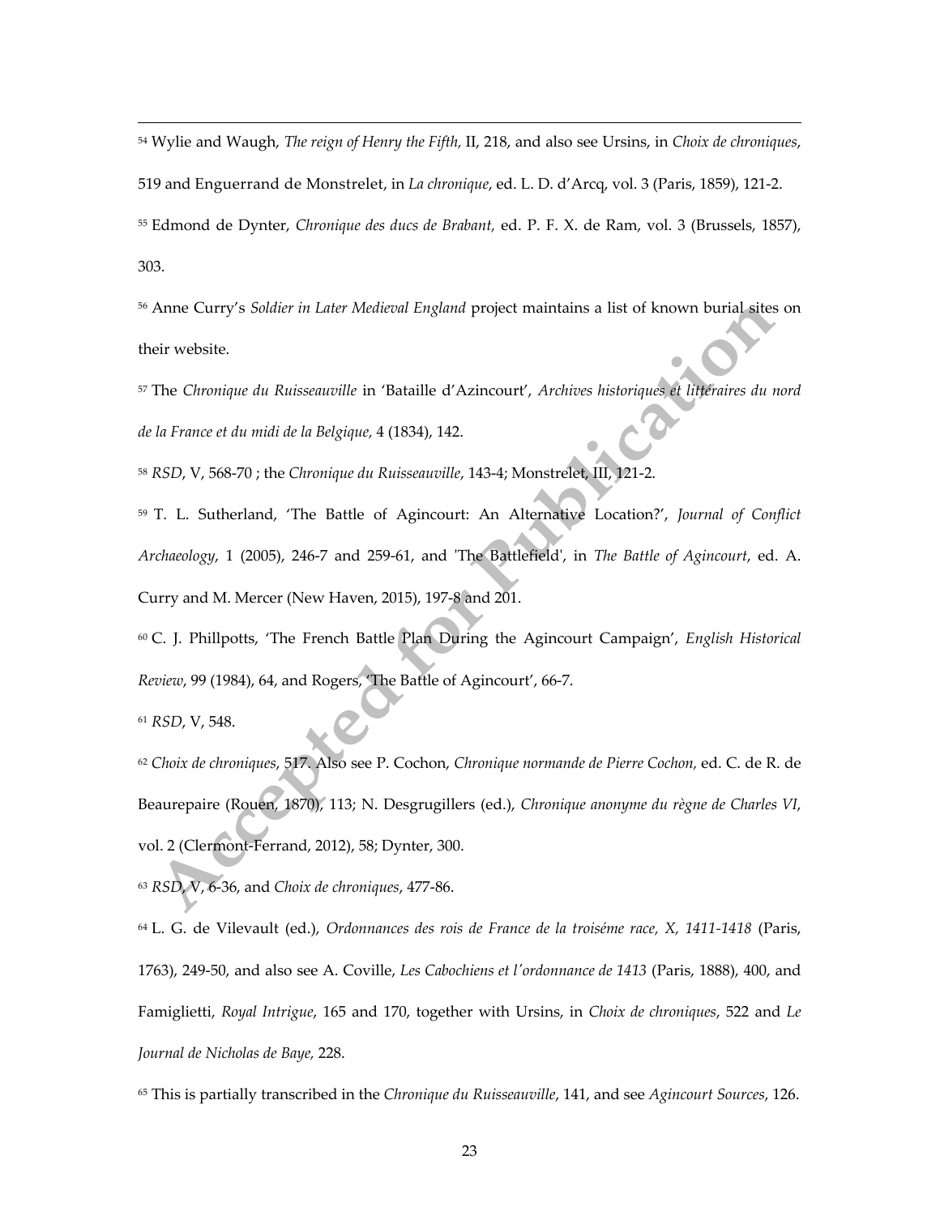[54] Wylie and Waugh, *The reign of Henry the Fifth,* II, 218, and also see Ursins, in *Choix de chroniques*, 519 and Enguerrand de Monstrelet, in *La chronique*, ed. L. D. d'Arcq, vol. 3 (Paris, 1859), 121-2.

[55] Edmond de Dynter, *Chronique des ducs de Brabant,* ed. P. F. X. de Ram, vol. 3 (Brussels, 1857), 303.

[56] Anne Curry's *Soldier in Later Medieval England* project maintains a list of known burial sites on their website.

[57] The *Chronique du Ruisseauville* in 'Bataille d'Azincourt', *Archives historiques et littéraires du nord de la France et du midi de la Belgique,* 4 (1834), 142.

[58] *RSD*, V, 568-70 ; the *Chronique du Ruisseauville*, 143-4; Monstrelet, III, 121-2.

[59] T. L. Sutherland, 'The Battle of Agincourt: An Alternative Location?', *Journal of Conflict Archaeology*, 1 (2005), 246-7 and 259-61, and 'The Battlefield', in *The Battle of Agincourt*, ed. A. Curry and M. Mercer (New Haven, 2015), 197-8 and 201.

[60] C. J. Phillpotts, 'The French Battle Plan During the Agincourt Campaign', *English Historical Review*, 99 (1984), 64, and Rogers, 'The Battle of Agincourt', 66-7.

[61] *RSD*, V, 548.

[62] *Choix de chroniques*, 517. Also see P. Cochon, *Chronique normande de Pierre Cochon,* ed. C. de R. de Beaurepaire (Rouen, 1870), 113; N. Desgrugillers (ed.), *Chronique anonyme du règne de Charles VI*, vol. 2 (Clermont-Ferrand, 2012), 58; Dynter, 300.

[63] *RSD*, V, 6-36, and *Choix de chroniques*, 477-86.

[64] L. G. de Vilevault (ed.), *Ordonnances des rois de France de la troiséme race, X, 1411-1418* (Paris, 1763), 249-50, and also see A. Coville, *Les Cabochiens et l'ordonnance de 1413* (Paris, 1888), 400, and Famiglietti, *Royal Intrigue*, 165 and 170, together with Ursins, in *Choix de chroniques*, 522 and *Le Journal de Nicholas de Baye,* 228.

[65] This is partially transcribed in the *Chronique du Ruisseauville*, 141, and see *Agincourt Sources*, 126.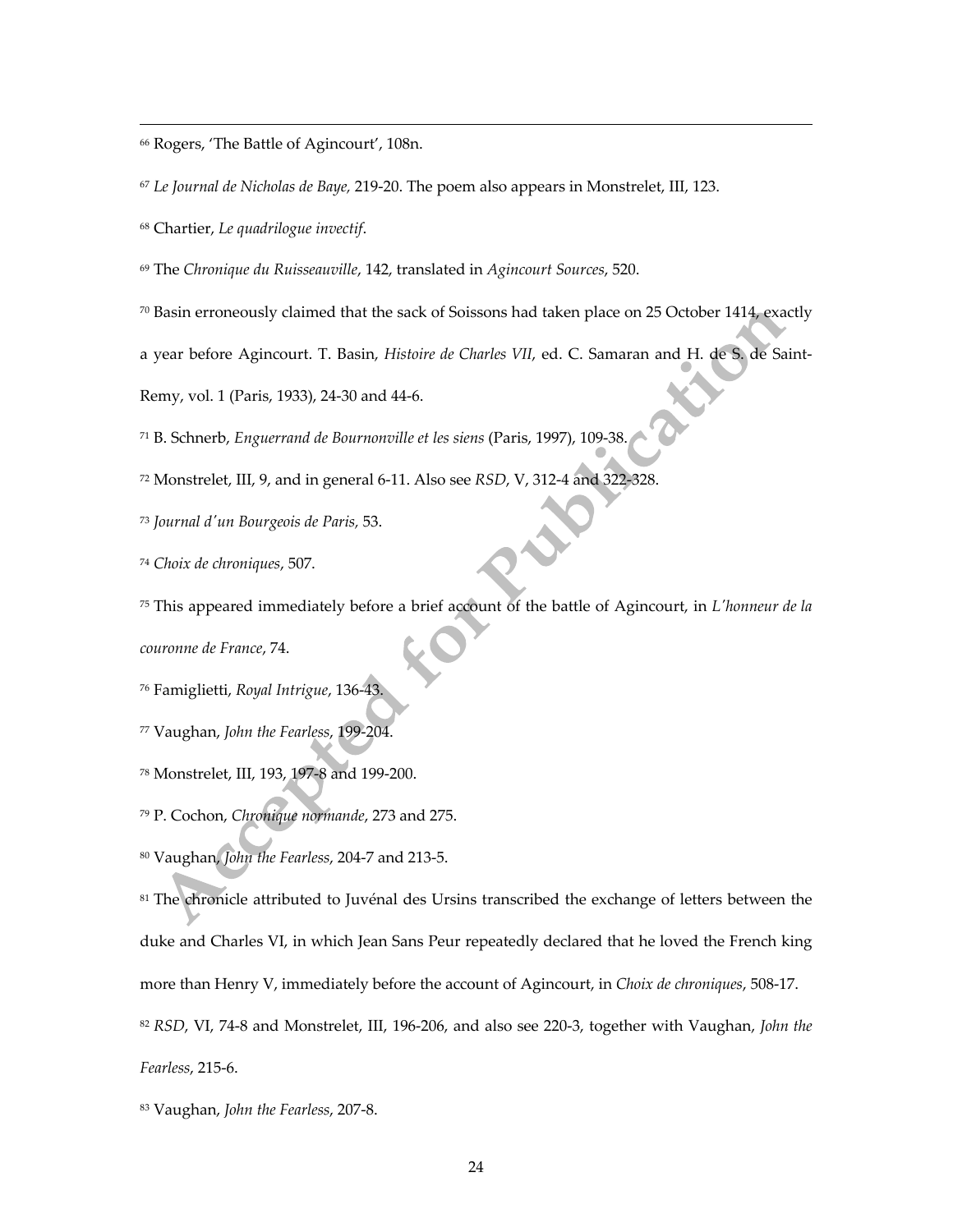[66] Rogers, 'The Battle of Agincourt', 108n.

[67] *Le Journal de Nicholas de Baye,* 219-20. The poem also appears in Monstrelet, III, 123.

[68] Chartier, *Le quadrilogue invectif*.

[69] The *Chronique du Ruisseauville*, 142, translated in *Agincourt Sources*, 520.

[70] Basin erroneously claimed that the sack of Soissons had taken place on 25 October 1414, exactly a year before Agincourt. T. Basin, *Histoire de Charles VII*, ed. C. Samaran and H. de S. de Saint-Remy, vol. 1 (Paris, 1933), 24-30 and 44-6.

[71] B. Schnerb, *Enguerrand de Bournonville et les siens* (Paris, 1997), 109-38.

[72] Monstrelet, III, 9, and in general 6-11. Also see *RSD*, V, 312-4 and 322-328.

[73] *Journal d'un Bourgeois de Paris*, 53.

[74] *Choix de chroniques*, 507.

[75] This appeared immediately before a brief account of the battle of Agincourt, in *L'honneur de la couronne de France*, 74.

[76] Famiglietti, *Royal Intrigue*, 136-43.

[77] Vaughan, *John the Fearless*, 199-204.

[78] Monstrelet, III, 193, 197-8 and 199-200.

[79] P. Cochon, *Chronique normande*, 273 and 275.

[80] Vaughan, *John the Fearless*, 204-7 and 213-5.

[81] The chronicle attributed to Juvénal des Ursins transcribed the exchange of letters between the duke and Charles VI, in which Jean Sans Peur repeatedly declared that he loved the French king more than Henry V, immediately before the account of Agincourt, in *Choix de chroniques*, 508-17.

[82] *RSD*, VI, 74-8 and Monstrelet, III, 196-206, and also see 220-3, together with Vaughan, *John the Fearless*, 215-6.

[83] Vaughan, *John the Fearless*, 207-8.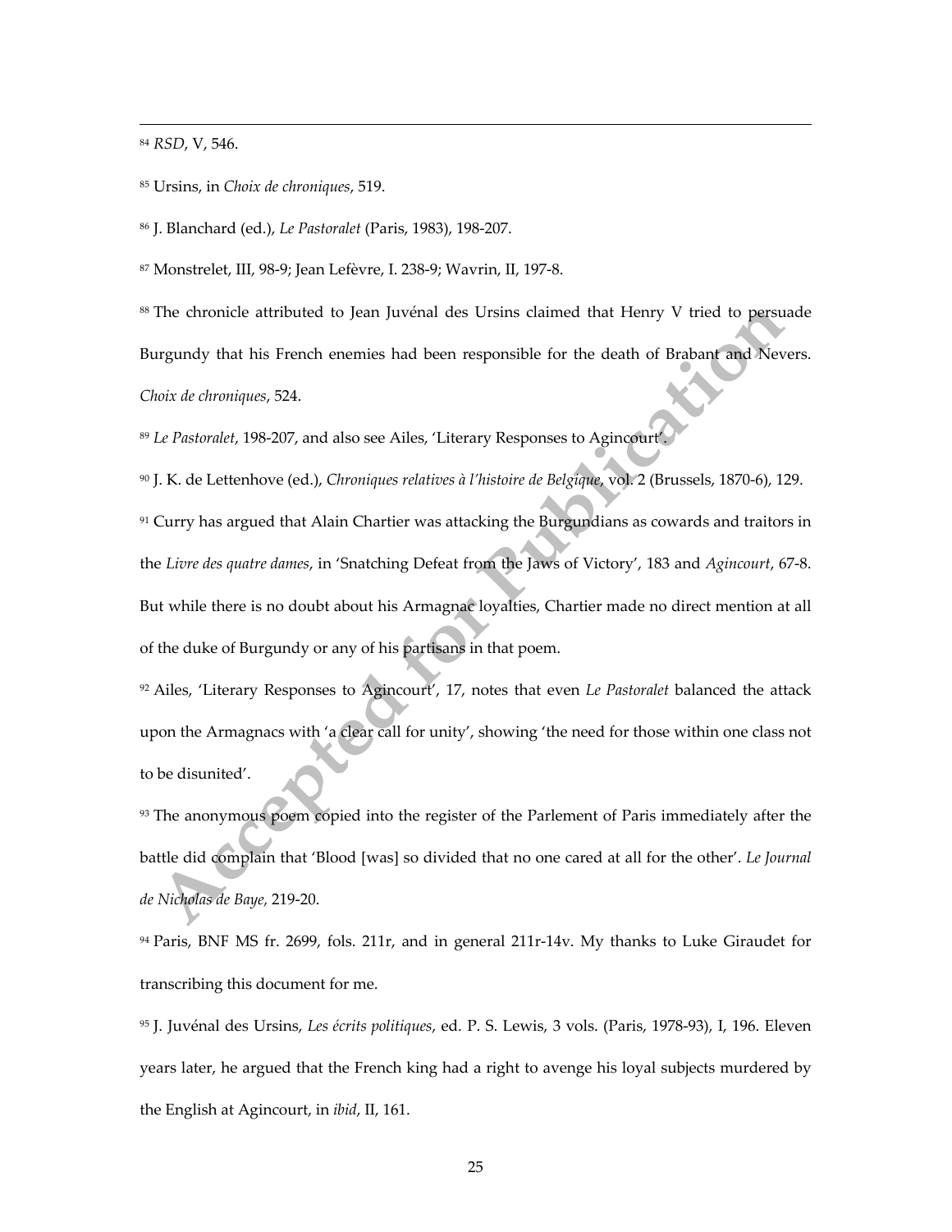[84] *RSD*, V, 546.

[85] Ursins, in *Choix de chroniques*, 519.

[86] J. Blanchard (ed.), *Le Pastoralet* (Paris, 1983), 198-207.

[87] Monstrelet, III, 98-9; Jean Lefèvre, I. 238-9; Wavrin, II, 197-8.

[88] The chronicle attributed to Jean Juvénal des Ursins claimed that Henry V tried to persuade Burgundy that his French enemies had been responsible for the death of Brabant and Nevers. *Choix de chroniques*, 524.

[89] *Le Pastoralet*, 198-207, and also see Ailes, 'Literary Responses to Agincourt'.

[90] J. K. de Lettenhove (ed.), *Chroniques relatives à l'histoire de Belgique*, vol. 2 (Brussels, 1870-6), 129.

[91] Curry has argued that Alain Chartier was attacking the Burgundians as cowards and traitors in the *Livre des quatre dames*, in 'Snatching Defeat from the Jaws of Victory', 183 and *Agincourt*, 67-8. But while there is no doubt about his Armagnac loyalties, Chartier made no direct mention at all of the duke of Burgundy or any of his partisans in that poem.

[92] Ailes, 'Literary Responses to Agincourt', 17, notes that even *Le Pastoralet* balanced the attack upon the Armagnacs with 'a clear call for unity', showing 'the need for those within one class not to be disunited'.

[93] The anonymous poem copied into the register of the Parlement of Paris immediately after the battle did complain that 'Blood [was] so divided that no one cared at all for the other'. *Le Journal de Nicholas de Baye,* 219-20.

[94] Paris, BNF MS fr. 2699, fols. 211r, and in general 211r-14v. My thanks to Luke Giraudet for transcribing this document for me.

[95] J. Juvénal des Ursins, *Les écrits politiques*, ed. P. S. Lewis, 3 vols. (Paris, 1978-93), I, 196. Eleven years later, he argued that the French king had a right to avenge his loyal subjects murdered by the English at Agincourt, in *ibid*, II, 161.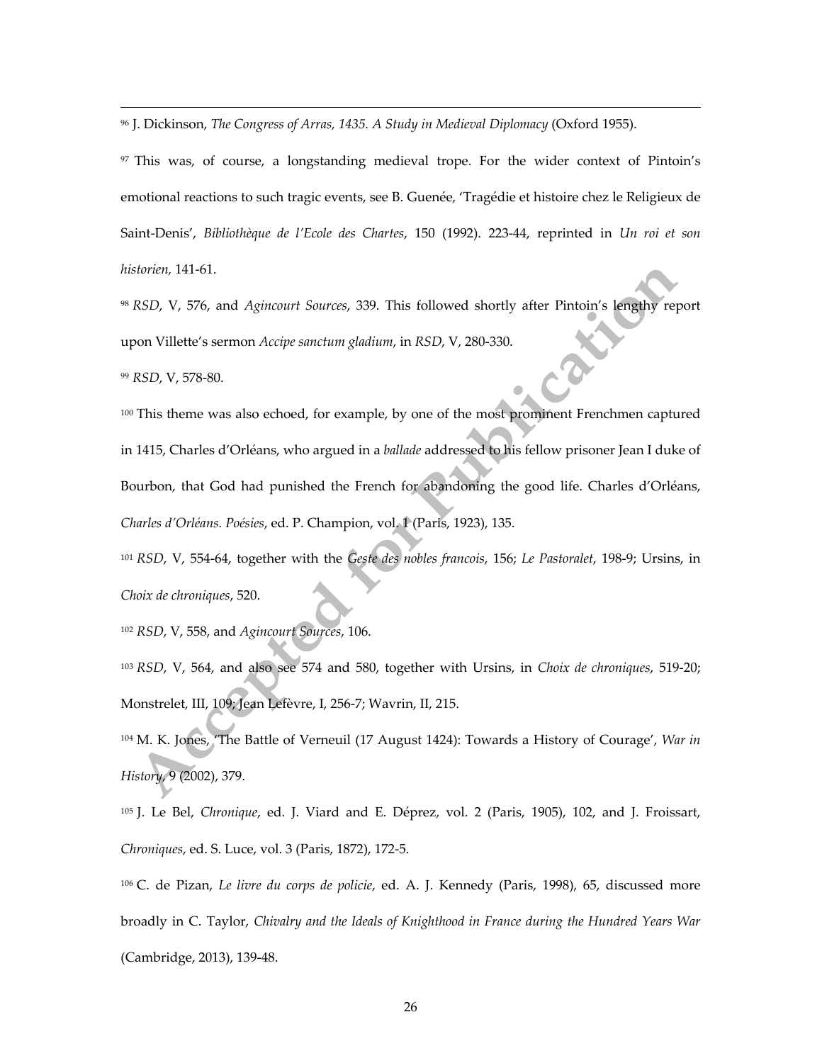[96] J. Dickinson, *The Congress of Arras, 1435. A Study in Medieval Diplomacy* (Oxford 1955).

[97] This was, of course, a longstanding medieval trope. For the wider context of Pintoin's emotional reactions to such tragic events, see B. Guenée, 'Tragédie et histoire chez le Religieux de Saint-Denis', *Bibliothèque de l'Ecole des Chartes*, 150 (1992). 223-44, reprinted in *Un roi et son historien,* 141-61.

[98] *RSD*, V, 576, and *Agincourt Sources*, 339. This followed shortly after Pintoin's lengthy report upon Villette's sermon *Accipe sanctum gladium*, in *RSD*, V, 280-330.

[99] *RSD*, V, 578-80.

[100] This theme was also echoed, for example, by one of the most prominent Frenchmen captured in 1415, Charles d'Orléans, who argued in a *ballade* addressed to his fellow prisoner Jean I duke of Bourbon, that God had punished the French for abandoning the good life. Charles d'Orléans, *Charles d'Orléans. Poésies*, ed. P. Champion, vol. 1 (Paris, 1923), 135.

[101] *RSD*, V, 554-64, together with the *Geste des nobles francois*, 156; *Le Pastoralet*, 198-9; Ursins, in *Choix de chroniques*, 520.

[102] *RSD*, V, 558, and *Agincourt Sources*, 106.

[103] *RSD*, V, 564, and also see 574 and 580, together with Ursins, in *Choix de chroniques*, 519-20; Monstrelet, III, 109; Jean Lefèvre, I, 256-7; Wavrin, II, 215.

[104] M. K. Jones, 'The Battle of Verneuil (17 August 1424): Towards a History of Courage', *War in History*, 9 (2002), 379.

[105] J. Le Bel, *Chronique*, ed. J. Viard and E. Déprez, vol. 2 (Paris, 1905), 102, and J. Froissart, *Chroniques*, ed. S. Luce, vol. 3 (Paris, 1872), 172-5.

[106] C. de Pizan, *Le livre du corps de policie*, ed. A. J. Kennedy (Paris, 1998), 65, discussed more broadly in C. Taylor, *Chivalry and the Ideals of Knighthood in France during the Hundred Years War* (Cambridge, 2013), 139-48.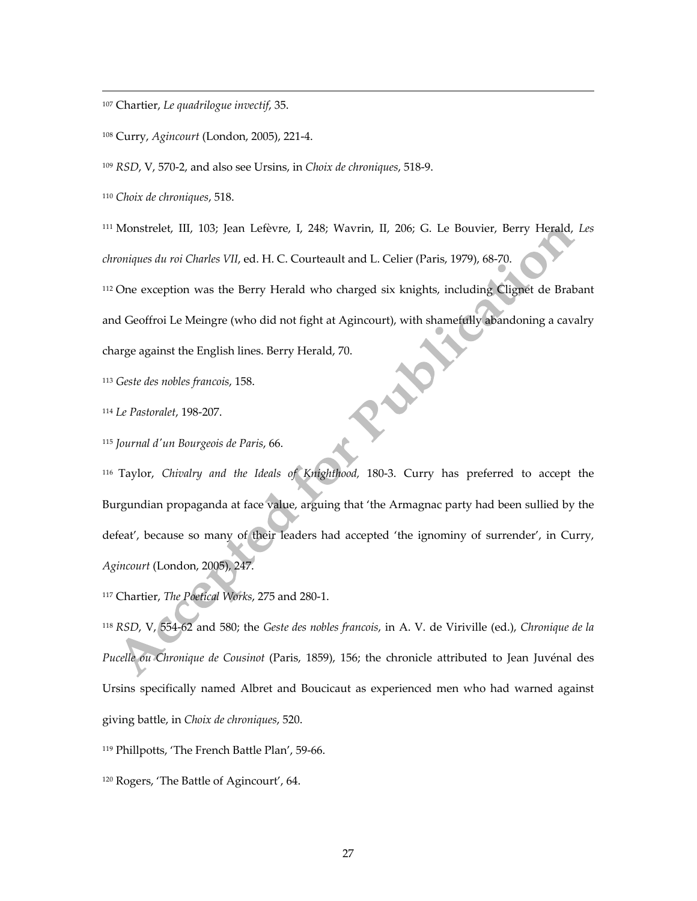[107] Chartier, *Le quadrilogue invectif*, 35.

[108] Curry, *Agincourt* (London, 2005), 221-4.

[109] *RSD*, V, 570-2, and also see Ursins, in *Choix de chroniques*, 518-9.

[110] *Choix de chroniques*, 518.

[111] Monstrelet, III, 103; Jean Lefèvre, I, 248; Wavrin, II, 206; G. Le Bouvier, Berry Herald, *Les chroniques du roi Charles VII*, ed. H. C. Courteault and L. Celier (Paris, 1979), 68-70.

[112] One exception was the Berry Herald who charged six knights, including Clignet de Brabant and Geoffroi Le Meingre (who did not fight at Agincourt), with shamefully abandoning a cavalry charge against the English lines. Berry Herald, 70.

[113] *Geste des nobles francois*, 158.

[114] *Le Pastoralet*, 198-207.

[115] *Journal d'un Bourgeois de Paris*, 66.

[116] Taylor, *Chivalry and the Ideals of Knighthood,* 180-3. Curry has preferred to accept the Burgundian propaganda at face value, arguing that 'the Armagnac party had been sullied by the defeat', because so many of their leaders had accepted 'the ignominy of surrender', in Curry, *Agincourt* (London, 2005), 247.

[117] Chartier, *The Poetical Works*, 275 and 280-1.

[118] *RSD*, V, 554-62 and 580; the *Geste des nobles francois*, in A. V. de Viriville (ed.), *Chronique de la Pucelle ou Chronique de Cousinot* (Paris, 1859), 156; the chronicle attributed to Jean Juvénal des Ursins specifically named Albret and Boucicaut as experienced men who had warned against giving battle, in *Choix de chroniques*, 520.

[119] Phillpotts, 'The French Battle Plan', 59-66.

[120] Rogers, 'The Battle of Agincourt', 64.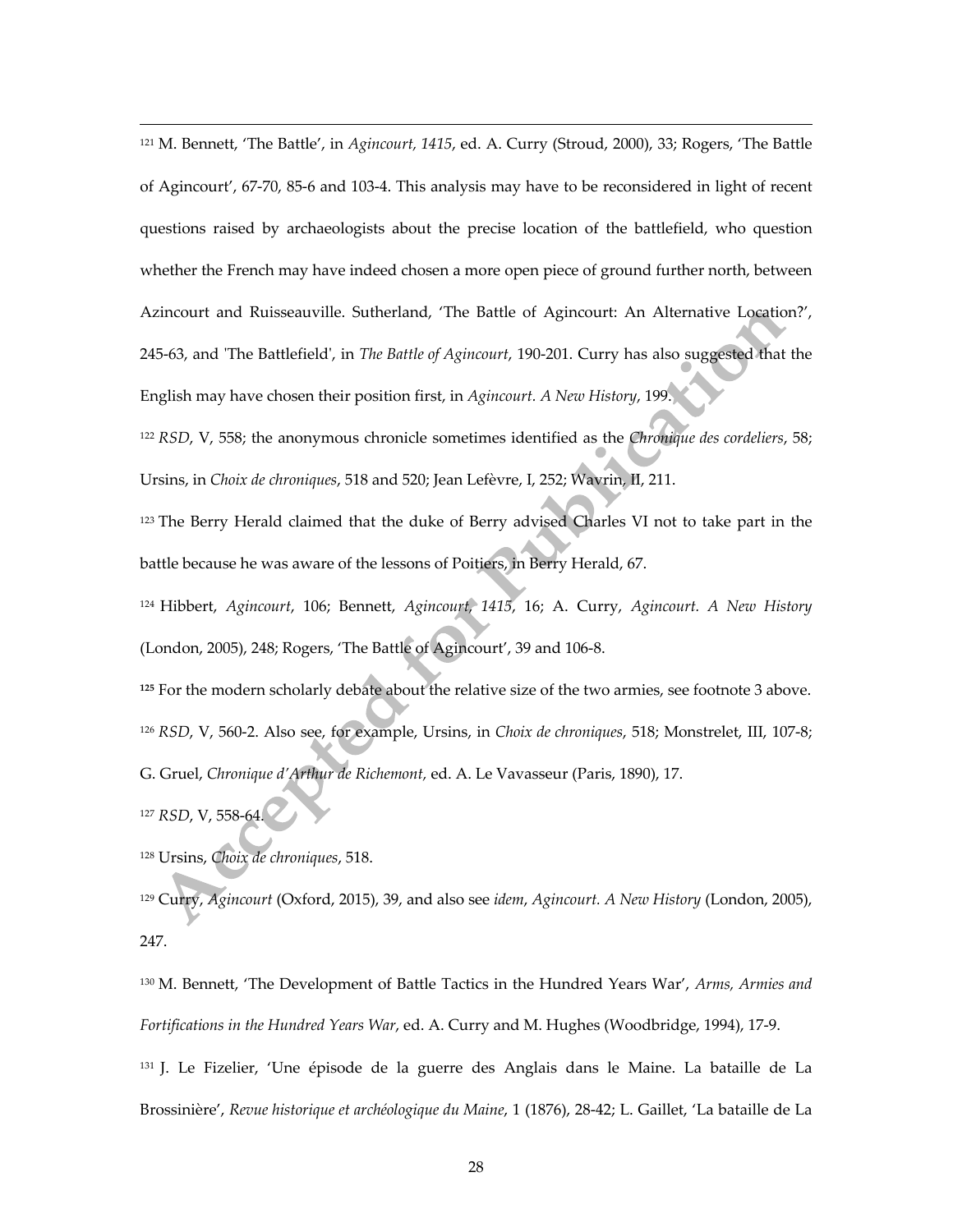[121] M. Bennett, 'The Battle', in *Agincourt, 1415*, ed. A. Curry (Stroud, 2000), 33; Rogers, 'The Battle of Agincourt', 67-70, 85-6 and 103-4. This analysis may have to be reconsidered in light of recent questions raised by archaeologists about the precise location of the battlefield, who question whether the French may have indeed chosen a more open piece of ground further north, between Azincourt and Ruisseauville. Sutherland, 'The Battle of Agincourt: An Alternative Location?', 245-63, and 'The Battlefield', in *The Battle of Agincourt*, 190-201. Curry has also suggested that the English may have chosen their position first, in *Agincourt. A New History*, 199.

[122] *RSD*, V, 558; the anonymous chronicle sometimes identified as the *Chronique des cordeliers*, 58; Ursins, in *Choix de chroniques*, 518 and 520; Jean Lefèvre, I, 252; Wavrin, II, 211.

[123] The Berry Herald claimed that the duke of Berry advised Charles VI not to take part in the battle because he was aware of the lessons of Poitiers, in Berry Herald, 67.

[124] Hibbert, *Agincourt*, 106; Bennett, *Agincourt, 1415*, 16; A. Curry, *Agincourt. A New History* (London, 2005), 248; Rogers, 'The Battle of Agincourt', 39 and 106-8.

**[125]** For the modern scholarly debate about the relative size of the two armies, see footnote 3 above.

[126] *RSD*, V, 560-2. Also see, for example, Ursins, in *Choix de chroniques*, 518; Monstrelet, III, 107-8; G. Gruel, *Chronique d'Arthur de Richemont*, ed. A. Le Vavasseur (Paris, 1890), 17.

[127] *RSD*, V, 558-64.

[128] Ursins, *Choix de chroniques*, 518.

[129] Curry, *Agincourt* (Oxford, 2015), 39, and also see *idem*, *Agincourt. A New History* (London, 2005), 247.

[130] M. Bennett, 'The Development of Battle Tactics in the Hundred Years War', *Arms, Armies and Fortifications in the Hundred Years War*, ed. A. Curry and M. Hughes (Woodbridge, 1994), 17-9.

[131] J. Le Fizelier, 'Une épisode de la guerre des Anglais dans le Maine. La bataille de La Brossinière', *Revue historique et archéologique du Maine*, 1 (1876), 28-42; L. Gaillet, 'La bataille de La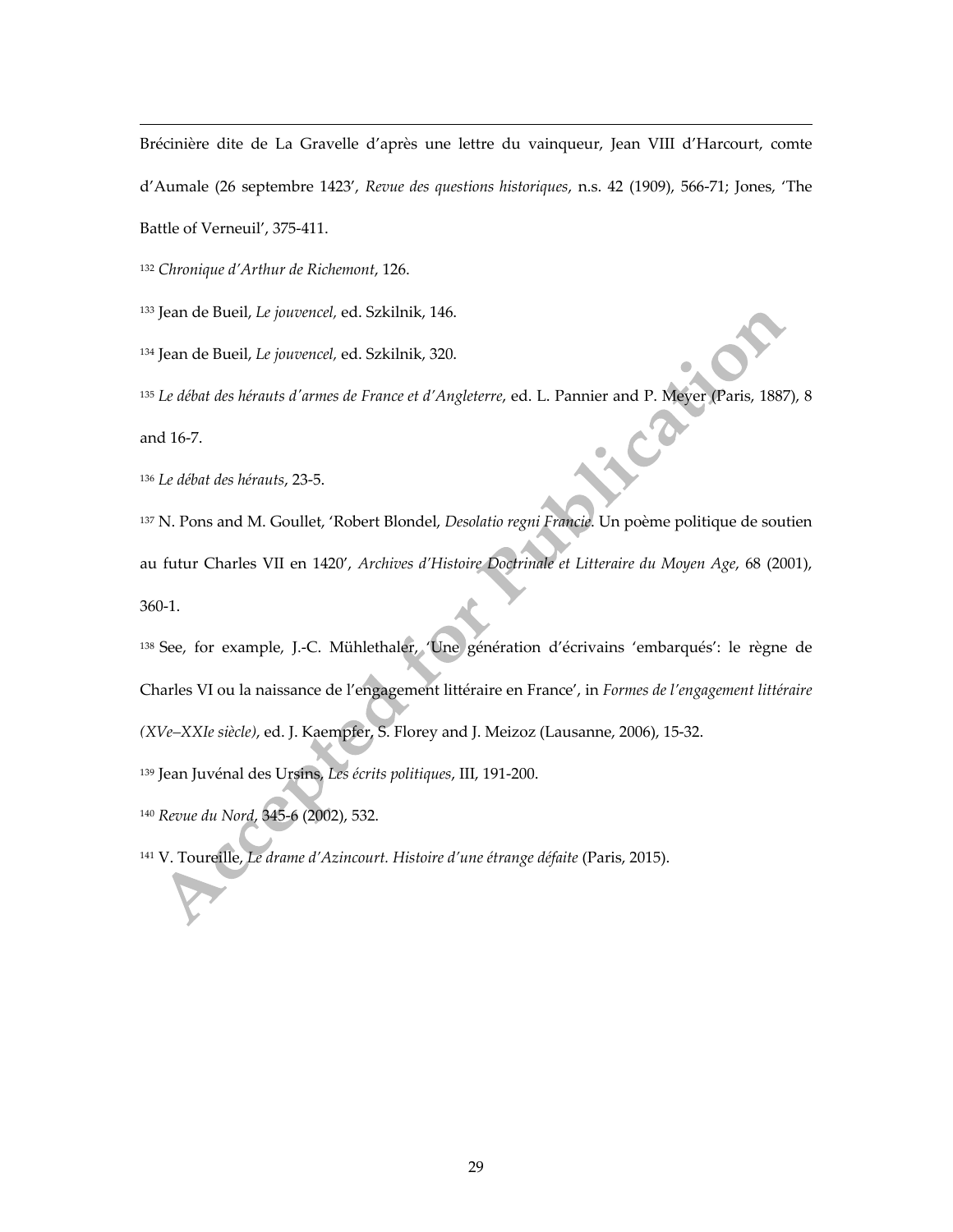Brécinière dite de La Gravelle d'après une lettre du vainqueur, Jean VIII d'Harcourt, comte d'Aumale (26 septembre 1423', *Revue des questions historiques*, n.s. 42 (1909), 566-71; Jones, 'The Battle of Verneuil', 375-411.

[132] *Chronique d'Arthur de Richemont*, 126.

[133] Jean de Bueil, *Le jouvencel*, ed. Szkilnik, 146.

[134] Jean de Bueil, *Le jouvencel*, ed. Szkilnik, 320.

[135] *Le débat des hérauts d'armes de France et d'Angleterre*, ed. L. Pannier and P. Meyer (Paris, 1887), 8 and 16-7.

[136] *Le débat des hérauts*, 23-5.

[137] N. Pons and M. Goullet, 'Robert Blondel, *Desolatio regni Francie*. Un poème politique de soutien au futur Charles VII en 1420', *Archives d'Histoire Doctrinale et Litteraire du Moyen Age*, 68 (2001), 360-1.

[138] See, for example, J.-C. Mühlethaler, 'Une génération d'écrivains 'embarqués': le règne de Charles VI ou la naissance de l'engagement littéraire en France', in *Formes de l'engagement littéraire (XVe–XXIe siècle)*, ed. J. Kaempfer, S. Florey and J. Meizoz (Lausanne, 2006), 15-32.

[139] Jean Juvénal des Ursins, *Les écrits politiques*, III, 191-200.

[140] *Revue du Nord*, 345-6 (2002), 532.

[141] V. Toureille, *Le drame d'Azincourt. Histoire d'une étrange défaite* (Paris, 2015).